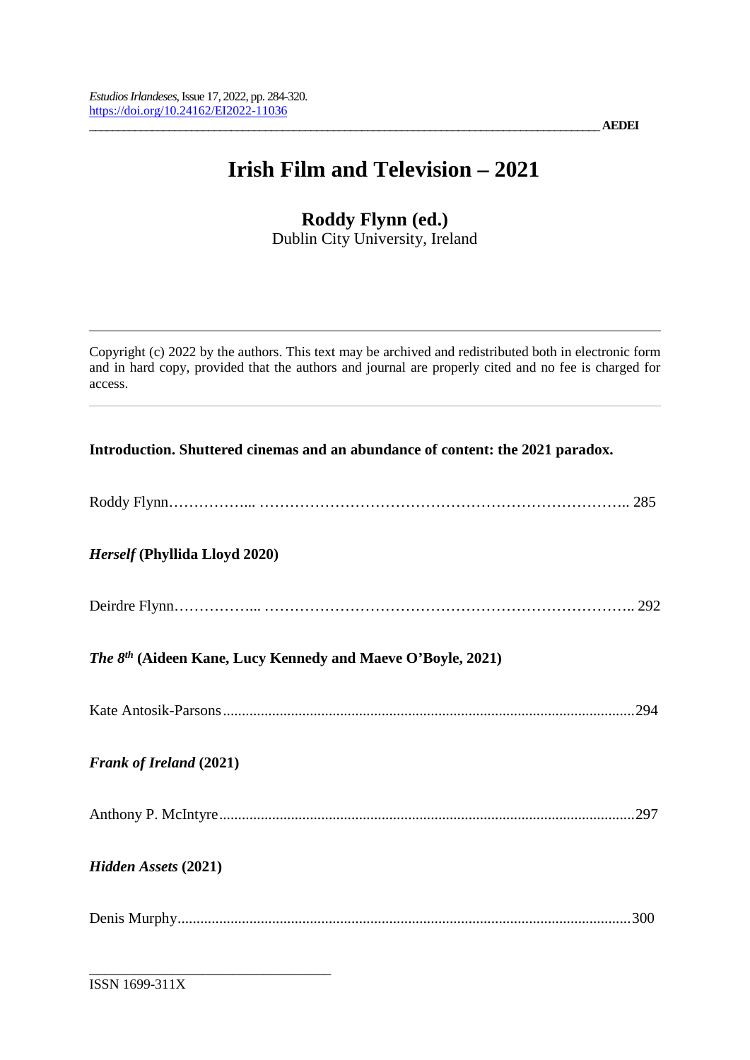*Estudios Irlandeses*, Issue 17, 2022, pp. 284-320.
https://doi.org/10.24162/EI2022-11036

**AEDEI**

# Irish Film and Television – 2021

**Roddy Flynn (ed.)**
Dublin City University, Ireland

Copyright (c) 2022 by the authors. This text may be archived and redistributed both in electronic form and in hard copy, provided that the authors and journal are properly cited and no fee is charged for access.

**Introduction. Shuttered cinemas and an abundance of content: the 2021 paradox.**

Roddy Flynn……………... ……………………………………………………………….. 285

***Herself* (Phyllida Lloyd 2020)**

Deirdre Flynn……………... ……………………………………………………………….. 292

***The 8th* (Aideen Kane, Lucy Kennedy and Maeve O'Boyle, 2021)**

Kate Antosik-Parsons...........................................................................................................294

***Frank of Ireland* (2021)**

Anthony P. McIntyre............................................................................................................297

***Hidden Assets* (2021)**

Denis Murphy......................................................................................................................300

ISSN 1699-311X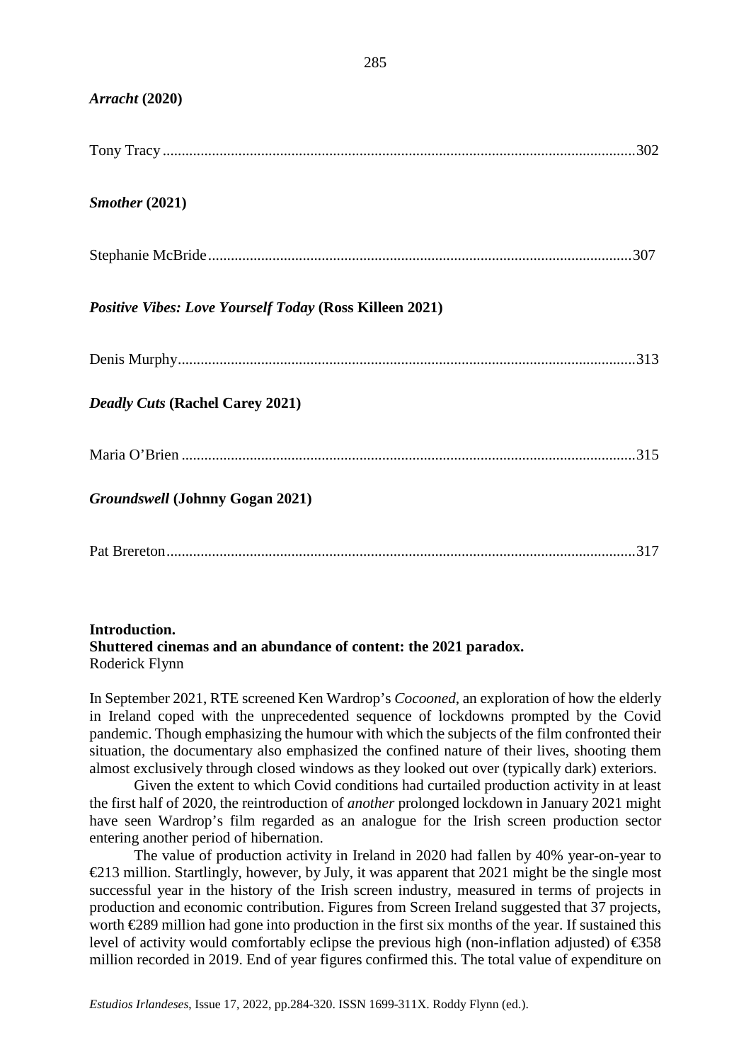*Arracht* **(2020)**

Tony Tracy .......................................................................................................................302

*Smother* **(2021)**

Stephanie McBride..........................................................................................................307

*Positive Vibes: Love Yourself Today* **(Ross Killeen 2021)**

Denis Murphy...................................................................................................................313

*Deadly Cuts* **(Rachel Carey 2021)**

Maria O'Brien ..................................................................................................................315

*Groundswell* **(Johnny Gogan 2021)**

Pat Brereton......................................................................................................................317

## Introduction.
## Shuttered cinemas and an abundance of content: the 2021 paradox.
Roderick Flynn

In September 2021, RTE screened Ken Wardrop's *Cocooned*, an exploration of how the elderly in Ireland coped with the unprecedented sequence of lockdowns prompted by the Covid pandemic. Though emphasizing the humour with which the subjects of the film confronted their situation, the documentary also emphasized the confined nature of their lives, shooting them almost exclusively through closed windows as they looked out over (typically dark) exteriors.

Given the extent to which Covid conditions had curtailed production activity in at least the first half of 2020, the reintroduction of *another* prolonged lockdown in January 2021 might have seen Wardrop's film regarded as an analogue for the Irish screen production sector entering another period of hibernation.

The value of production activity in Ireland in 2020 had fallen by 40% year-on-year to €213 million. Startlingly, however, by July, it was apparent that 2021 might be the single most successful year in the history of the Irish screen industry, measured in terms of projects in production and economic contribution. Figures from Screen Ireland suggested that 37 projects, worth €289 million had gone into production in the first six months of the year. If sustained this level of activity would comfortably eclipse the previous high (non-inflation adjusted) of €358 million recorded in 2019. End of year figures confirmed this. The total value of expenditure on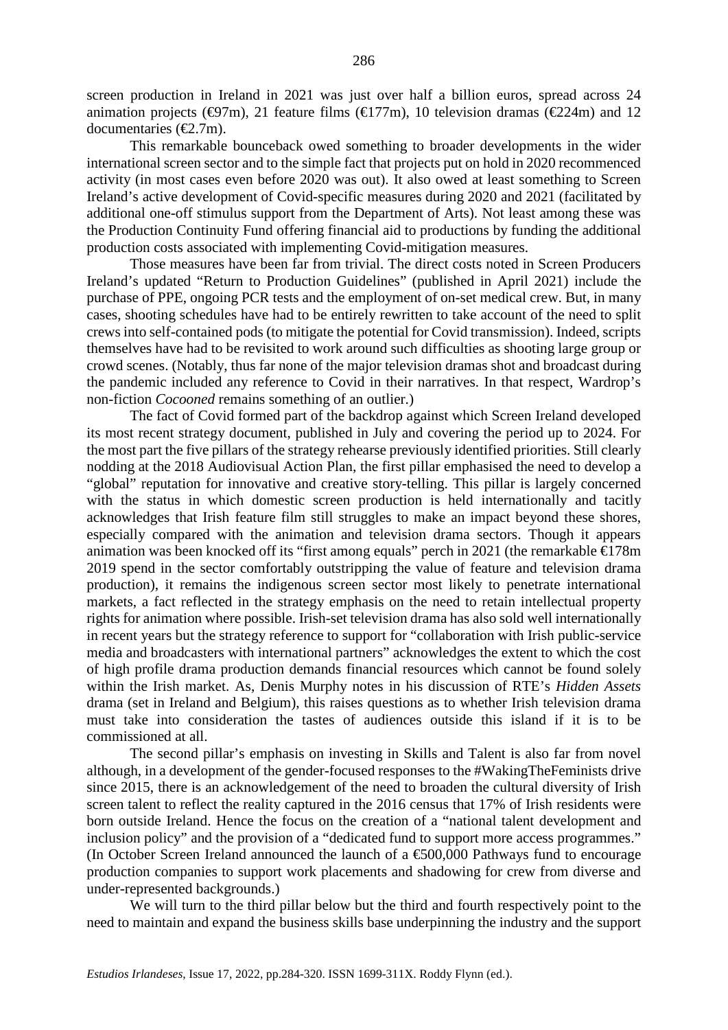screen production in Ireland in 2021 was just over half a billion euros, spread across 24 animation projects (€97m), 21 feature films (€177m), 10 television dramas (€224m) and 12 documentaries (€2.7m).

This remarkable bounceback owed something to broader developments in the wider international screen sector and to the simple fact that projects put on hold in 2020 recommenced activity (in most cases even before 2020 was out). It also owed at least something to Screen Ireland's active development of Covid-specific measures during 2020 and 2021 (facilitated by additional one-off stimulus support from the Department of Arts). Not least among these was the Production Continuity Fund offering financial aid to productions by funding the additional production costs associated with implementing Covid-mitigation measures.

Those measures have been far from trivial. The direct costs noted in Screen Producers Ireland's updated "Return to Production Guidelines" (published in April 2021) include the purchase of PPE, ongoing PCR tests and the employment of on-set medical crew. But, in many cases, shooting schedules have had to be entirely rewritten to take account of the need to split crews into self-contained pods (to mitigate the potential for Covid transmission). Indeed, scripts themselves have had to be revisited to work around such difficulties as shooting large group or crowd scenes. (Notably, thus far none of the major television dramas shot and broadcast during the pandemic included any reference to Covid in their narratives. In that respect, Wardrop's non-fiction *Cocooned* remains something of an outlier.)

The fact of Covid formed part of the backdrop against which Screen Ireland developed its most recent strategy document, published in July and covering the period up to 2024. For the most part the five pillars of the strategy rehearse previously identified priorities. Still clearly nodding at the 2018 Audiovisual Action Plan, the first pillar emphasised the need to develop a "global" reputation for innovative and creative story-telling. This pillar is largely concerned with the status in which domestic screen production is held internationally and tacitly acknowledges that Irish feature film still struggles to make an impact beyond these shores, especially compared with the animation and television drama sectors. Though it appears animation was been knocked off its "first among equals" perch in 2021 (the remarkable €178m 2019 spend in the sector comfortably outstripping the value of feature and television drama production), it remains the indigenous screen sector most likely to penetrate international markets, a fact reflected in the strategy emphasis on the need to retain intellectual property rights for animation where possible. Irish-set television drama has also sold well internationally in recent years but the strategy reference to support for "collaboration with Irish public-service media and broadcasters with international partners" acknowledges the extent to which the cost of high profile drama production demands financial resources which cannot be found solely within the Irish market. As, Denis Murphy notes in his discussion of RTE's *Hidden Assets* drama (set in Ireland and Belgium), this raises questions as to whether Irish television drama must take into consideration the tastes of audiences outside this island if it is to be commissioned at all.

The second pillar's emphasis on investing in Skills and Talent is also far from novel although, in a development of the gender-focused responses to the #WakingTheFeminists drive since 2015, there is an acknowledgement of the need to broaden the cultural diversity of Irish screen talent to reflect the reality captured in the 2016 census that 17% of Irish residents were born outside Ireland. Hence the focus on the creation of a "national talent development and inclusion policy" and the provision of a "dedicated fund to support more access programmes." (In October Screen Ireland announced the launch of a €500,000 Pathways fund to encourage production companies to support work placements and shadowing for crew from diverse and under-represented backgrounds.)

We will turn to the third pillar below but the third and fourth respectively point to the need to maintain and expand the business skills base underpinning the industry and the support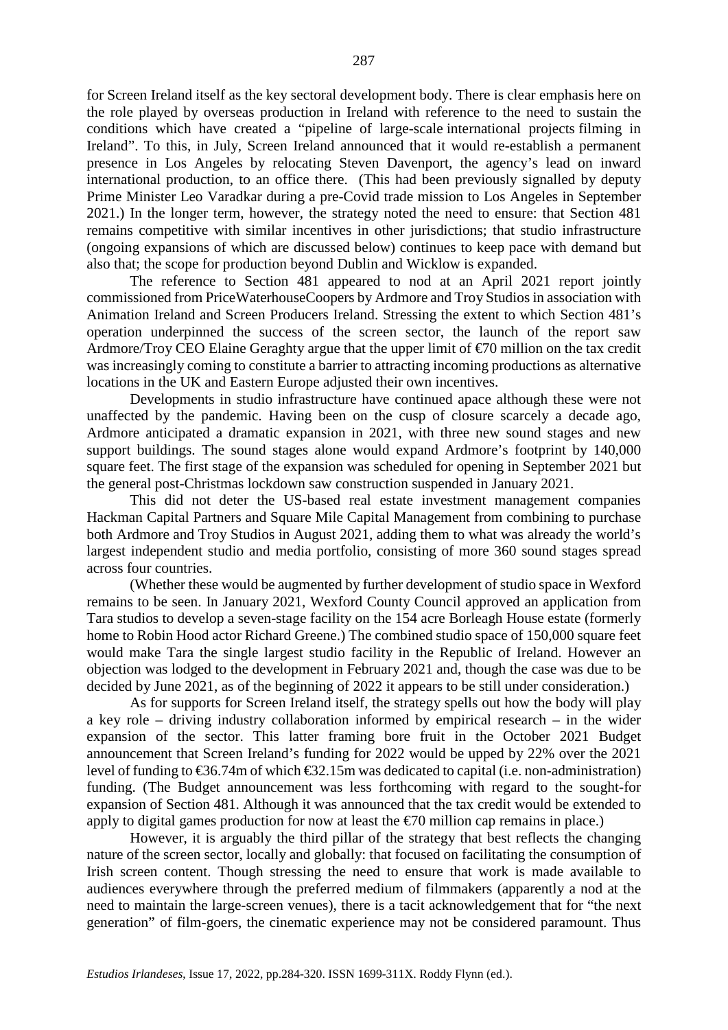for Screen Ireland itself as the key sectoral development body. There is clear emphasis here on the role played by overseas production in Ireland with reference to the need to sustain the conditions which have created a "pipeline of large-scale international projects filming in Ireland". To this, in July, Screen Ireland announced that it would re-establish a permanent presence in Los Angeles by relocating Steven Davenport, the agency's lead on inward international production, to an office there. (This had been previously signalled by deputy Prime Minister Leo Varadkar during a pre-Covid trade mission to Los Angeles in September 2021.) In the longer term, however, the strategy noted the need to ensure: that Section 481 remains competitive with similar incentives in other jurisdictions; that studio infrastructure (ongoing expansions of which are discussed below) continues to keep pace with demand but also that; the scope for production beyond Dublin and Wicklow is expanded.

The reference to Section 481 appeared to nod at an April 2021 report jointly commissioned from PriceWaterhouseCoopers by Ardmore and Troy Studios in association with Animation Ireland and Screen Producers Ireland. Stressing the extent to which Section 481's operation underpinned the success of the screen sector, the launch of the report saw Ardmore/Troy CEO Elaine Geraghty argue that the upper limit of €70 million on the tax credit was increasingly coming to constitute a barrier to attracting incoming productions as alternative locations in the UK and Eastern Europe adjusted their own incentives.

Developments in studio infrastructure have continued apace although these were not unaffected by the pandemic. Having been on the cusp of closure scarcely a decade ago, Ardmore anticipated a dramatic expansion in 2021, with three new sound stages and new support buildings. The sound stages alone would expand Ardmore's footprint by 140,000 square feet. The first stage of the expansion was scheduled for opening in September 2021 but the general post-Christmas lockdown saw construction suspended in January 2021.

This did not deter the US-based real estate investment management companies Hackman Capital Partners and Square Mile Capital Management from combining to purchase both Ardmore and Troy Studios in August 2021, adding them to what was already the world's largest independent studio and media portfolio, consisting of more 360 sound stages spread across four countries.

(Whether these would be augmented by further development of studio space in Wexford remains to be seen. In January 2021, Wexford County Council approved an application from Tara studios to develop a seven-stage facility on the 154 acre Borleagh House estate (formerly home to Robin Hood actor Richard Greene.) The combined studio space of 150,000 square feet would make Tara the single largest studio facility in the Republic of Ireland. However an objection was lodged to the development in February 2021 and, though the case was due to be decided by June 2021, as of the beginning of 2022 it appears to be still under consideration.)

As for supports for Screen Ireland itself, the strategy spells out how the body will play a key role – driving industry collaboration informed by empirical research – in the wider expansion of the sector. This latter framing bore fruit in the October 2021 Budget announcement that Screen Ireland's funding for 2022 would be upped by 22% over the 2021 level of funding to €36.74m of which €32.15m was dedicated to capital (i.e. non-administration) funding. (The Budget announcement was less forthcoming with regard to the sought-for expansion of Section 481. Although it was announced that the tax credit would be extended to apply to digital games production for now at least the €70 million cap remains in place.)

However, it is arguably the third pillar of the strategy that best reflects the changing nature of the screen sector, locally and globally: that focused on facilitating the consumption of Irish screen content. Though stressing the need to ensure that work is made available to audiences everywhere through the preferred medium of filmmakers (apparently a nod at the need to maintain the large-screen venues), there is a tacit acknowledgement that for "the next generation" of film-goers, the cinematic experience may not be considered paramount. Thus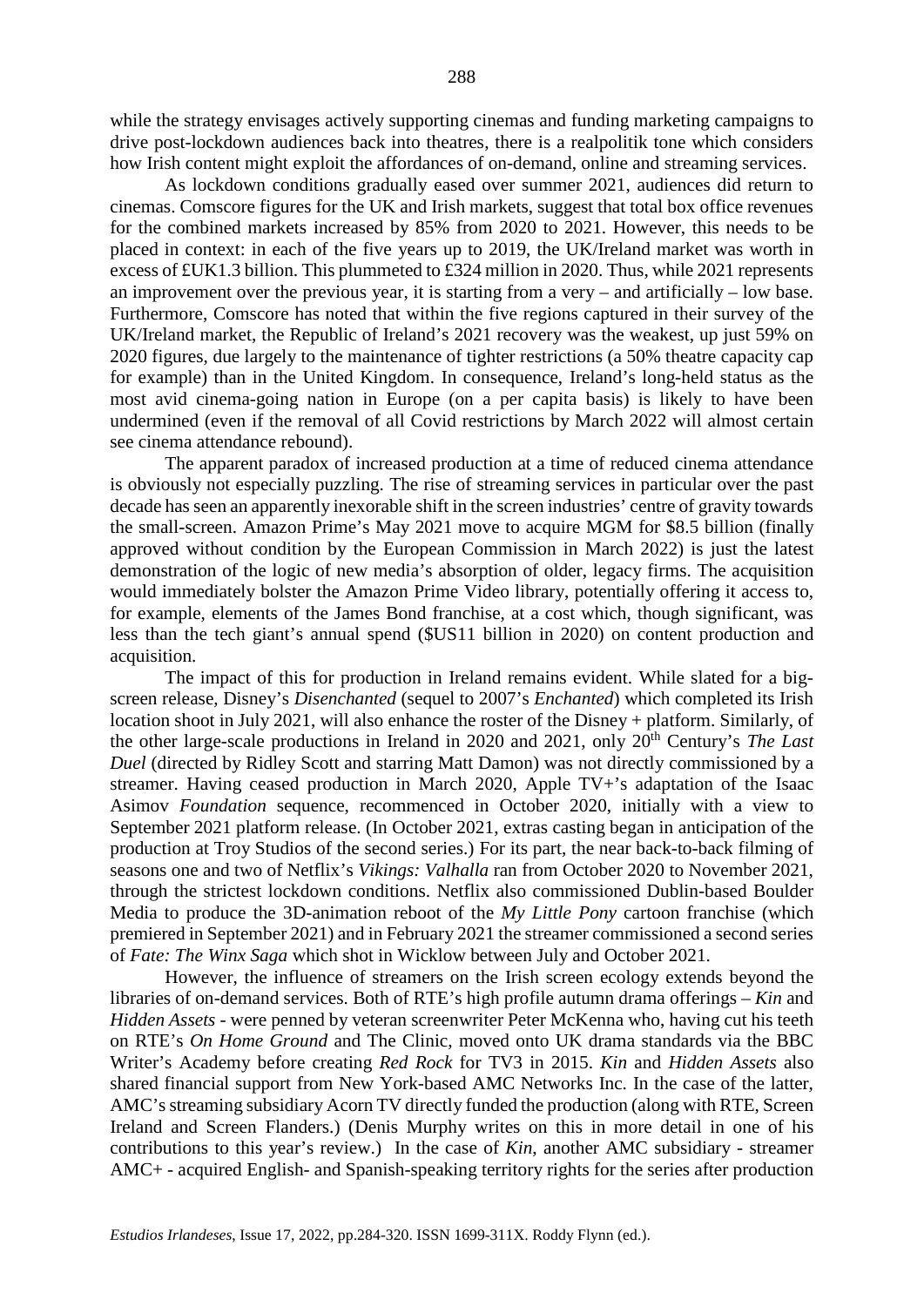while the strategy envisages actively supporting cinemas and funding marketing campaigns to drive post-lockdown audiences back into theatres, there is a realpolitik tone which considers how Irish content might exploit the affordances of on-demand, online and streaming services.

As lockdown conditions gradually eased over summer 2021, audiences did return to cinemas. Comscore figures for the UK and Irish markets, suggest that total box office revenues for the combined markets increased by 85% from 2020 to 2021. However, this needs to be placed in context: in each of the five years up to 2019, the UK/Ireland market was worth in excess of £UK1.3 billion. This plummeted to £324 million in 2020. Thus, while 2021 represents an improvement over the previous year, it is starting from a very – and artificially – low base. Furthermore, Comscore has noted that within the five regions captured in their survey of the UK/Ireland market, the Republic of Ireland's 2021 recovery was the weakest, up just 59% on 2020 figures, due largely to the maintenance of tighter restrictions (a 50% theatre capacity cap for example) than in the United Kingdom. In consequence, Ireland's long-held status as the most avid cinema-going nation in Europe (on a per capita basis) is likely to have been undermined (even if the removal of all Covid restrictions by March 2022 will almost certain see cinema attendance rebound).

The apparent paradox of increased production at a time of reduced cinema attendance is obviously not especially puzzling. The rise of streaming services in particular over the past decade has seen an apparently inexorable shift in the screen industries' centre of gravity towards the small-screen. Amazon Prime's May 2021 move to acquire MGM for $8.5 billion (finally approved without condition by the European Commission in March 2022) is just the latest demonstration of the logic of new media's absorption of older, legacy firms. The acquisition would immediately bolster the Amazon Prime Video library, potentially offering it access to, for example, elements of the James Bond franchise, at a cost which, though significant, was less than the tech giant's annual spend ($US11 billion in 2020) on content production and acquisition.

The impact of this for production in Ireland remains evident. While slated for a big-screen release, Disney's *Disenchanted* (sequel to 2007's *Enchanted*) which completed its Irish location shoot in July 2021, will also enhance the roster of the Disney + platform. Similarly, of the other large-scale productions in Ireland in 2020 and 2021, only 20th Century's *The Last Duel* (directed by Ridley Scott and starring Matt Damon) was not directly commissioned by a streamer. Having ceased production in March 2020, Apple TV+'s adaptation of the Isaac Asimov *Foundation* sequence, recommenced in October 2020, initially with a view to September 2021 platform release. (In October 2021, extras casting began in anticipation of the production at Troy Studios of the second series.) For its part, the near back-to-back filming of seasons one and two of Netflix's *Vikings: Valhalla* ran from October 2020 to November 2021, through the strictest lockdown conditions. Netflix also commissioned Dublin-based Boulder Media to produce the 3D-animation reboot of the *My Little Pony* cartoon franchise (which premiered in September 2021) and in February 2021 the streamer commissioned a second series of *Fate: The Winx Saga* which shot in Wicklow between July and October 2021.

However, the influence of streamers on the Irish screen ecology extends beyond the libraries of on-demand services. Both of RTE's high profile autumn drama offerings – *Kin* and *Hidden Assets* - were penned by veteran screenwriter Peter McKenna who, having cut his teeth on RTE's *On Home Ground* and The Clinic, moved onto UK drama standards via the BBC Writer's Academy before creating *Red Rock* for TV3 in 2015. *Kin* and *Hidden Assets* also shared financial support from New York-based AMC Networks Inc. In the case of the latter, AMC's streaming subsidiary Acorn TV directly funded the production (along with RTE, Screen Ireland and Screen Flanders.) (Denis Murphy writes on this in more detail in one of his contributions to this year's review.) In the case of *Kin*, another AMC subsidiary - streamer AMC+ - acquired English- and Spanish-speaking territory rights for the series after production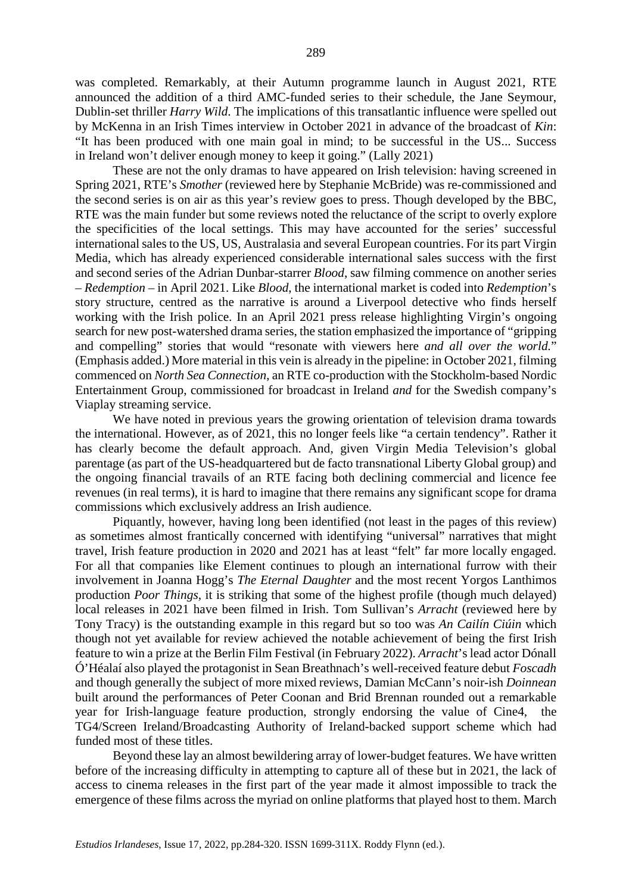was completed. Remarkably, at their Autumn programme launch in August 2021, RTE announced the addition of a third AMC-funded series to their schedule, the Jane Seymour, Dublin-set thriller *Harry Wild*. The implications of this transatlantic influence were spelled out by McKenna in an Irish Times interview in October 2021 in advance of the broadcast of *Kin*: "It has been produced with one main goal in mind; to be successful in the US... Success in Ireland won't deliver enough money to keep it going." (Lally 2021)

These are not the only dramas to have appeared on Irish television: having screened in Spring 2021, RTE's *Smother* (reviewed here by Stephanie McBride) was re-commissioned and the second series is on air as this year's review goes to press. Though developed by the BBC, RTE was the main funder but some reviews noted the reluctance of the script to overly explore the specificities of the local settings. This may have accounted for the series' successful international sales to the US, US, Australasia and several European countries. For its part Virgin Media, which has already experienced considerable international sales success with the first and second series of the Adrian Dunbar-starrer *Blood*, saw filming commence on another series – *Redemption* – in April 2021. Like *Blood*, the international market is coded into *Redemption*'s story structure, centred as the narrative is around a Liverpool detective who finds herself working with the Irish police. In an April 2021 press release highlighting Virgin's ongoing search for new post-watershed drama series, the station emphasized the importance of "gripping and compelling" stories that would "resonate with viewers here *and all over the world.*" (Emphasis added.) More material in this vein is already in the pipeline: in October 2021, filming commenced on *North Sea Connection*, an RTE co-production with the Stockholm-based Nordic Entertainment Group, commissioned for broadcast in Ireland *and* for the Swedish company's Viaplay streaming service.

We have noted in previous years the growing orientation of television drama towards the international. However, as of 2021, this no longer feels like "a certain tendency". Rather it has clearly become the default approach. And, given Virgin Media Television's global parentage (as part of the US-headquartered but de facto transnational Liberty Global group) and the ongoing financial travails of an RTE facing both declining commercial and licence fee revenues (in real terms), it is hard to imagine that there remains any significant scope for drama commissions which exclusively address an Irish audience.

Piquantly, however, having long been identified (not least in the pages of this review) as sometimes almost frantically concerned with identifying "universal" narratives that might travel, Irish feature production in 2020 and 2021 has at least "felt" far more locally engaged. For all that companies like Element continues to plough an international furrow with their involvement in Joanna Hogg's *The Eternal Daughter* and the most recent Yorgos Lanthimos production *Poor Things*, it is striking that some of the highest profile (though much delayed) local releases in 2021 have been filmed in Irish. Tom Sullivan's *Arracht* (reviewed here by Tony Tracy) is the outstanding example in this regard but so too was *An Cailín Ciúin* which though not yet available for review achieved the notable achievement of being the first Irish feature to win a prize at the Berlin Film Festival (in February 2022). *Arracht*'s lead actor Dónall Ó'Héalaí also played the protagonist in Sean Breathnach's well-received feature debut *Foscadh* and though generally the subject of more mixed reviews, Damian McCann's noir-ish *Doinnean* built around the performances of Peter Coonan and Brid Brennan rounded out a remarkable year for Irish-language feature production, strongly endorsing the value of Cine4, the TG4/Screen Ireland/Broadcasting Authority of Ireland-backed support scheme which had funded most of these titles.

Beyond these lay an almost bewildering array of lower-budget features. We have written before of the increasing difficulty in attempting to capture all of these but in 2021, the lack of access to cinema releases in the first part of the year made it almost impossible to track the emergence of these films across the myriad on online platforms that played host to them. March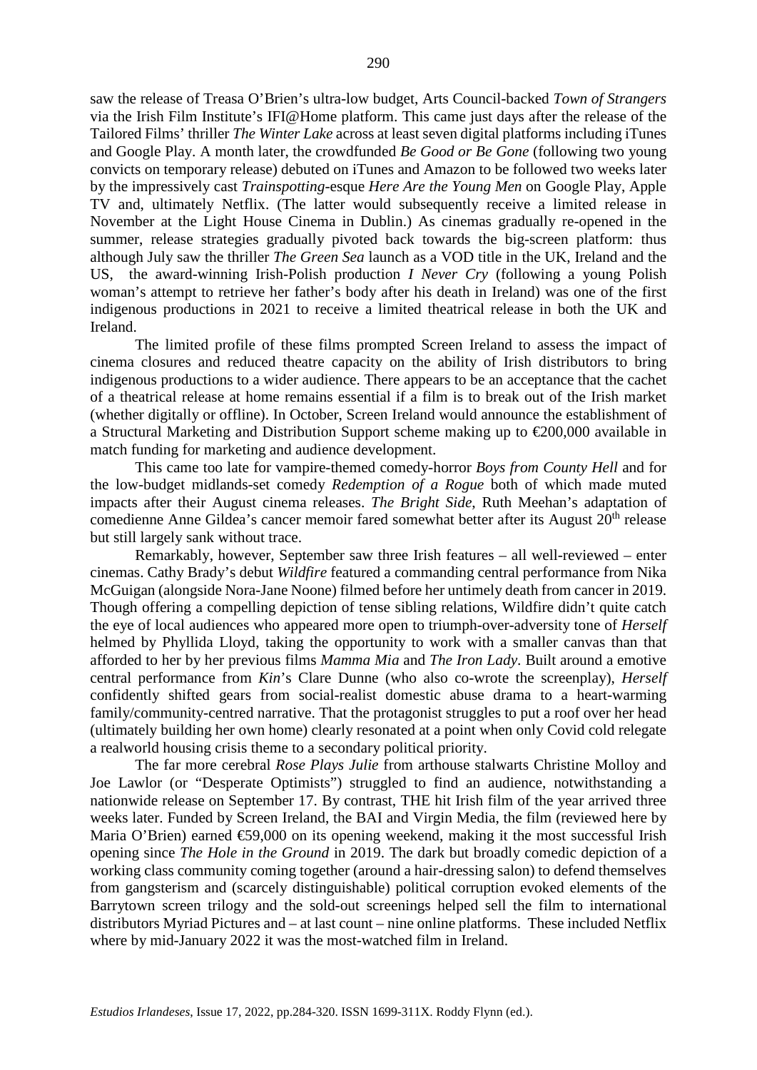saw the release of Treasa O'Brien's ultra-low budget, Arts Council-backed *Town of Strangers* via the Irish Film Institute's IFI@Home platform. This came just days after the release of the Tailored Films' thriller *The Winter Lake* across at least seven digital platforms including iTunes and Google Play. A month later, the crowdfunded *Be Good or Be Gone* (following two young convicts on temporary release) debuted on iTunes and Amazon to be followed two weeks later by the impressively cast *Trainspotting*-esque *Here Are the Young Men* on Google Play, Apple TV and, ultimately Netflix. (The latter would subsequently receive a limited release in November at the Light House Cinema in Dublin.) As cinemas gradually re-opened in the summer, release strategies gradually pivoted back towards the big-screen platform: thus although July saw the thriller *The Green Sea* launch as a VOD title in the UK, Ireland and the US, the award-winning Irish-Polish production *I Never Cry* (following a young Polish woman's attempt to retrieve her father's body after his death in Ireland) was one of the first indigenous productions in 2021 to receive a limited theatrical release in both the UK and Ireland.

The limited profile of these films prompted Screen Ireland to assess the impact of cinema closures and reduced theatre capacity on the ability of Irish distributors to bring indigenous productions to a wider audience. There appears to be an acceptance that the cachet of a theatrical release at home remains essential if a film is to break out of the Irish market (whether digitally or offline). In October, Screen Ireland would announce the establishment of a Structural Marketing and Distribution Support scheme making up to €200,000 available in match funding for marketing and audience development.

This came too late for vampire-themed comedy-horror *Boys from County Hell* and for the low-budget midlands-set comedy *Redemption of a Rogue* both of which made muted impacts after their August cinema releases. *The Bright Side*, Ruth Meehan's adaptation of comedienne Anne Gildea's cancer memoir fared somewhat better after its August 20th release but still largely sank without trace.

Remarkably, however, September saw three Irish features – all well-reviewed – enter cinemas. Cathy Brady's debut *Wildfire* featured a commanding central performance from Nika McGuigan (alongside Nora-Jane Noone) filmed before her untimely death from cancer in 2019. Though offering a compelling depiction of tense sibling relations, Wildfire didn't quite catch the eye of local audiences who appeared more open to triumph-over-adversity tone of *Herself* helmed by Phyllida Lloyd, taking the opportunity to work with a smaller canvas than that afforded to her by her previous films *Mamma Mia* and *The Iron Lady*. Built around a emotive central performance from *Kin*'s Clare Dunne (who also co-wrote the screenplay), *Herself* confidently shifted gears from social-realist domestic abuse drama to a heart-warming family/community-centred narrative. That the protagonist struggles to put a roof over her head (ultimately building her own home) clearly resonated at a point when only Covid cold relegate a realworld housing crisis theme to a secondary political priority.

The far more cerebral *Rose Plays Julie* from arthouse stalwarts Christine Molloy and Joe Lawlor (or "Desperate Optimists") struggled to find an audience, notwithstanding a nationwide release on September 17. By contrast, THE hit Irish film of the year arrived three weeks later. Funded by Screen Ireland, the BAI and Virgin Media, the film (reviewed here by Maria O'Brien) earned €59,000 on its opening weekend, making it the most successful Irish opening since *The Hole in the Ground* in 2019. The dark but broadly comedic depiction of a working class community coming together (around a hair-dressing salon) to defend themselves from gangsterism and (scarcely distinguishable) political corruption evoked elements of the Barrytown screen trilogy and the sold-out screenings helped sell the film to international distributors Myriad Pictures and – at last count – nine online platforms. These included Netflix where by mid-January 2022 it was the most-watched film in Ireland.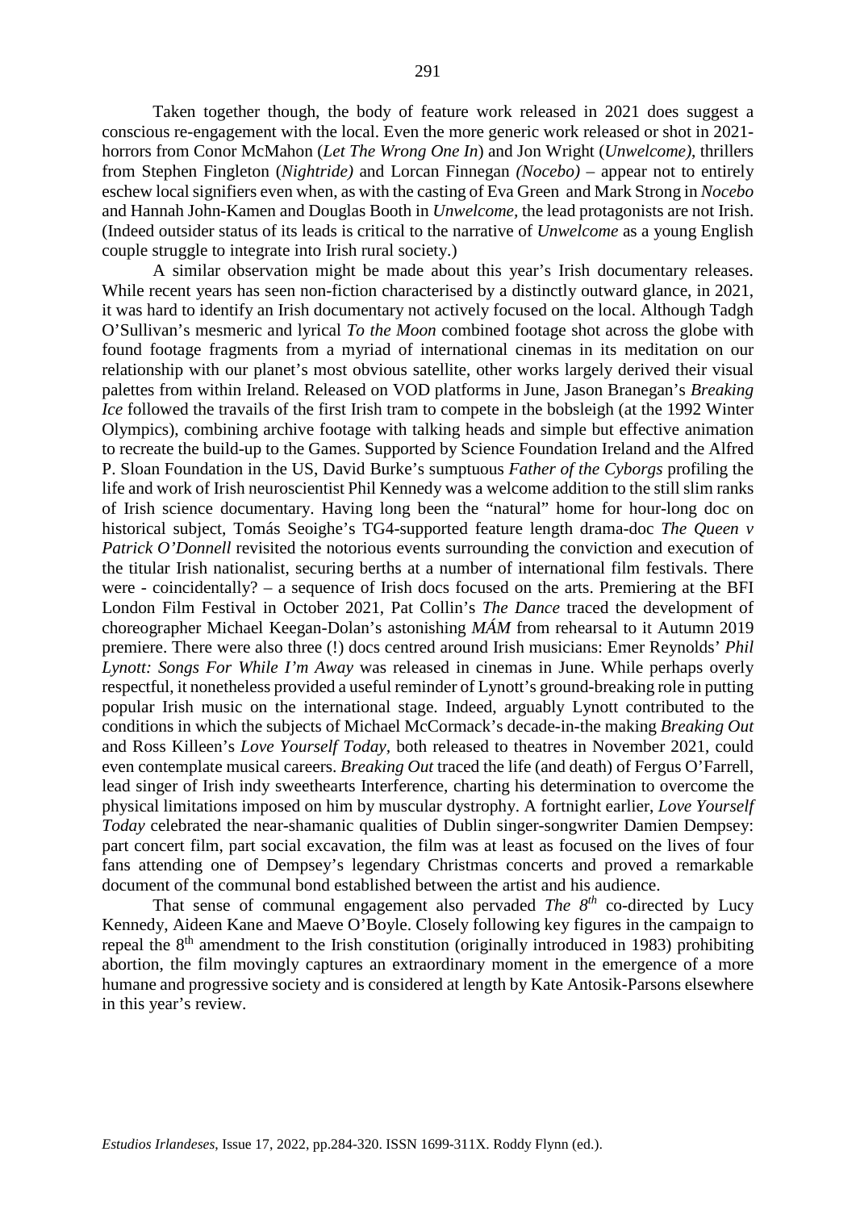Taken together though, the body of feature work released in 2021 does suggest a conscious re-engagement with the local. Even the more generic work released or shot in 2021- horrors from Conor McMahon (*Let The Wrong One In*) and Jon Wright (*Unwelcome)*, thrillers from Stephen Fingleton (*Nightride)* and Lorcan Finnegan *(Nocebo)* – appear not to entirely eschew local signifiers even when, as with the casting of Eva Green and Mark Strong in *Nocebo* and Hannah John-Kamen and Douglas Booth in *Unwelcome,* the lead protagonists are not Irish. (Indeed outsider status of its leads is critical to the narrative of *Unwelcome* as a young English couple struggle to integrate into Irish rural society.)

A similar observation might be made about this year's Irish documentary releases. While recent years has seen non-fiction characterised by a distinctly outward glance, in 2021, it was hard to identify an Irish documentary not actively focused on the local. Although Tadgh O'Sullivan's mesmeric and lyrical *To the Moon* combined footage shot across the globe with found footage fragments from a myriad of international cinemas in its meditation on our relationship with our planet's most obvious satellite, other works largely derived their visual palettes from within Ireland. Released on VOD platforms in June, Jason Branegan's *Breaking Ice* followed the travails of the first Irish tram to compete in the bobsleigh (at the 1992 Winter Olympics), combining archive footage with talking heads and simple but effective animation to recreate the build-up to the Games. Supported by Science Foundation Ireland and the Alfred P. Sloan Foundation in the US, David Burke's sumptuous *Father of the Cyborgs* profiling the life and work of Irish neuroscientist Phil Kennedy was a welcome addition to the still slim ranks of Irish science documentary. Having long been the "natural" home for hour-long doc on historical subject, Tomás Seoighe's TG4-supported feature length drama-doc *The Queen v Patrick O'Donnell* revisited the notorious events surrounding the conviction and execution of the titular Irish nationalist, securing berths at a number of international film festivals. There were - coincidentally? – a sequence of Irish docs focused on the arts. Premiering at the BFI London Film Festival in October 2021, Pat Collin's *The Dance* traced the development of choreographer Michael Keegan-Dolan's astonishing *MÁM* from rehearsal to it Autumn 2019 premiere. There were also three (!) docs centred around Irish musicians: Emer Reynolds' *Phil Lynott: Songs For While I'm Away* was released in cinemas in June. While perhaps overly respectful, it nonetheless provided a useful reminder of Lynott's ground-breaking role in putting popular Irish music on the international stage. Indeed, arguably Lynott contributed to the conditions in which the subjects of Michael McCormack's decade-in-the making *Breaking Out* and Ross Killeen's *Love Yourself Today*, both released to theatres in November 2021, could even contemplate musical careers. *Breaking Out* traced the life (and death) of Fergus O'Farrell, lead singer of Irish indy sweethearts Interference, charting his determination to overcome the physical limitations imposed on him by muscular dystrophy. A fortnight earlier, *Love Yourself Today* celebrated the near-shamanic qualities of Dublin singer-songwriter Damien Dempsey: part concert film, part social excavation, the film was at least as focused on the lives of four fans attending one of Dempsey's legendary Christmas concerts and proved a remarkable document of the communal bond established between the artist and his audience.

That sense of communal engagement also pervaded *The 8th* co-directed by Lucy Kennedy, Aideen Kane and Maeve O'Boyle. Closely following key figures in the campaign to repeal the 8th amendment to the Irish constitution (originally introduced in 1983) prohibiting abortion, the film movingly captures an extraordinary moment in the emergence of a more humane and progressive society and is considered at length by Kate Antosik-Parsons elsewhere in this year's review.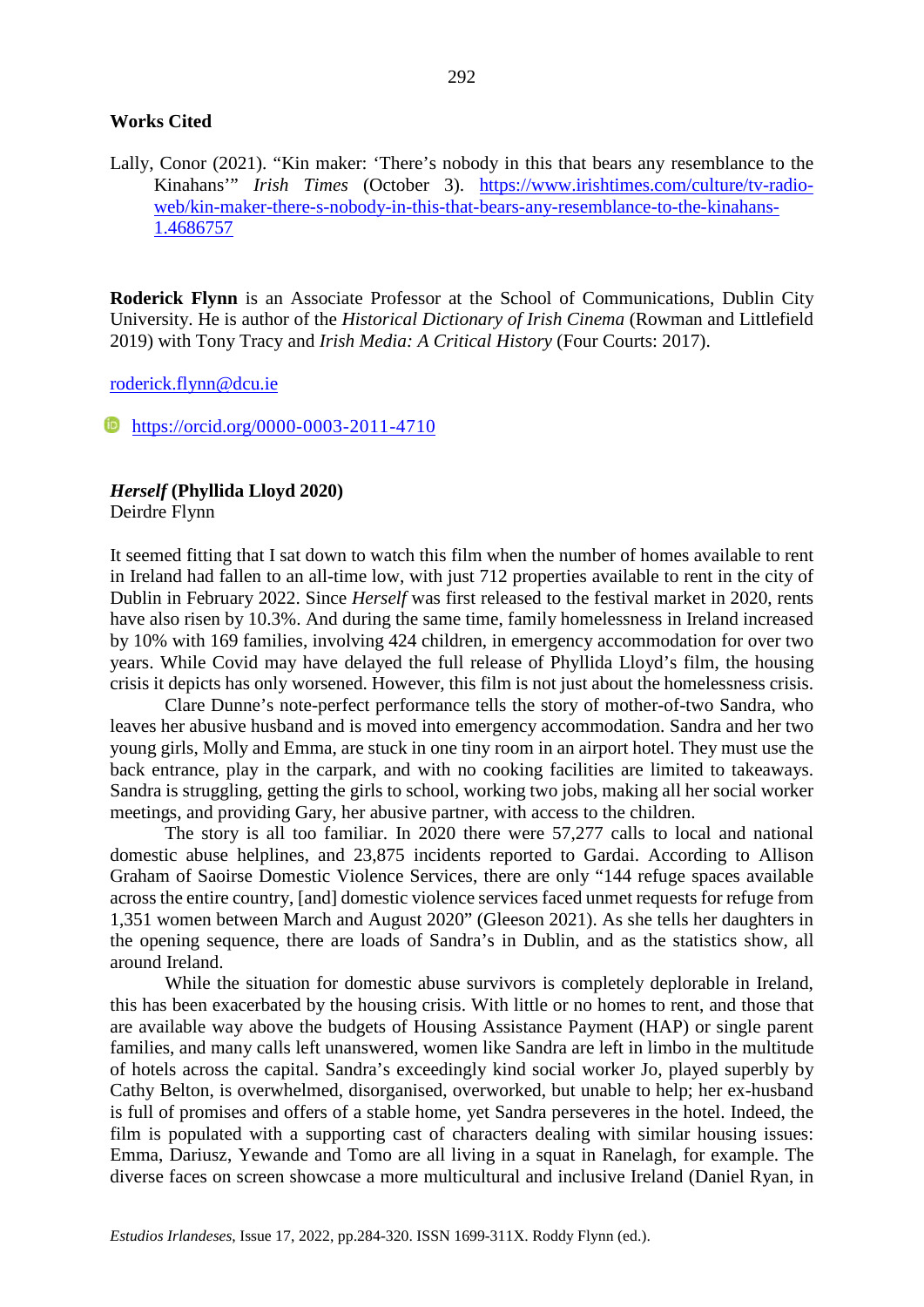**Works Cited**

Lally, Conor (2021). "Kin maker: 'There's nobody in this that bears any resemblance to the Kinahans'" *Irish Times* (October 3). https://www.irishtimes.com/culture/tv-radio-web/kin-maker-there-s-nobody-in-this-that-bears-any-resemblance-to-the-kinahans-1.4686757

**Roderick Flynn** is an Associate Professor at the School of Communications, Dublin City University. He is author of the *Historical Dictionary of Irish Cinema* (Rowman and Littlefield 2019) with Tony Tracy and *Irish Media: A Critical History* (Four Courts: 2017).

roderick.flynn@dcu.ie

https://orcid.org/0000-0003-2011-4710

## ***Herself*** **(Phyllida Lloyd 2020)**

Deirdre Flynn

It seemed fitting that I sat down to watch this film when the number of homes available to rent in Ireland had fallen to an all-time low, with just 712 properties available to rent in the city of Dublin in February 2022. Since *Herself* was first released to the festival market in 2020, rents have also risen by 10.3%. And during the same time, family homelessness in Ireland increased by 10% with 169 families, involving 424 children, in emergency accommodation for over two years. While Covid may have delayed the full release of Phyllida Lloyd's film, the housing crisis it depicts has only worsened. However, this film is not just about the homelessness crisis.

Clare Dunne's note-perfect performance tells the story of mother-of-two Sandra, who leaves her abusive husband and is moved into emergency accommodation. Sandra and her two young girls, Molly and Emma, are stuck in one tiny room in an airport hotel. They must use the back entrance, play in the carpark, and with no cooking facilities are limited to takeaways. Sandra is struggling, getting the girls to school, working two jobs, making all her social worker meetings, and providing Gary, her abusive partner, with access to the children.

The story is all too familiar. In 2020 there were 57,277 calls to local and national domestic abuse helplines, and 23,875 incidents reported to Gardai. According to Allison Graham of Saoirse Domestic Violence Services, there are only "144 refuge spaces available across the entire country, [and] domestic violence services faced unmet requests for refuge from 1,351 women between March and August 2020" (Gleeson 2021). As she tells her daughters in the opening sequence, there are loads of Sandra's in Dublin, and as the statistics show, all around Ireland.

While the situation for domestic abuse survivors is completely deplorable in Ireland, this has been exacerbated by the housing crisis. With little or no homes to rent, and those that are available way above the budgets of Housing Assistance Payment (HAP) or single parent families, and many calls left unanswered, women like Sandra are left in limbo in the multitude of hotels across the capital. Sandra's exceedingly kind social worker Jo, played superbly by Cathy Belton, is overwhelmed, disorganised, overworked, but unable to help; her ex-husband is full of promises and offers of a stable home, yet Sandra perseveres in the hotel. Indeed, the film is populated with a supporting cast of characters dealing with similar housing issues: Emma, Dariusz, Yewande and Tomo are all living in a squat in Ranelagh, for example. The diverse faces on screen showcase a more multicultural and inclusive Ireland (Daniel Ryan, in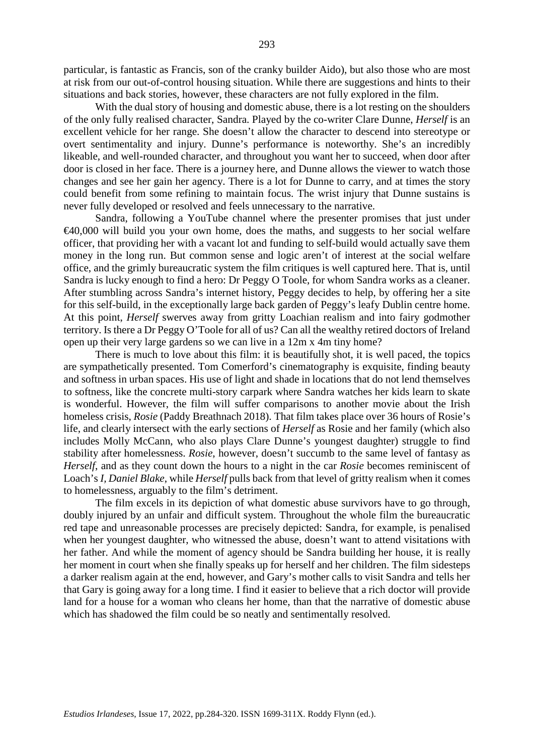particular, is fantastic as Francis, son of the cranky builder Aido), but also those who are most at risk from our out-of-control housing situation. While there are suggestions and hints to their situations and back stories, however, these characters are not fully explored in the film.

With the dual story of housing and domestic abuse, there is a lot resting on the shoulders of the only fully realised character, Sandra. Played by the co-writer Clare Dunne, *Herself* is an excellent vehicle for her range. She doesn't allow the character to descend into stereotype or overt sentimentality and injury. Dunne's performance is noteworthy. She's an incredibly likeable, and well-rounded character, and throughout you want her to succeed, when door after door is closed in her face. There is a journey here, and Dunne allows the viewer to watch those changes and see her gain her agency. There is a lot for Dunne to carry, and at times the story could benefit from some refining to maintain focus. The wrist injury that Dunne sustains is never fully developed or resolved and feels unnecessary to the narrative.

Sandra, following a YouTube channel where the presenter promises that just under €40,000 will build you your own home, does the maths, and suggests to her social welfare officer, that providing her with a vacant lot and funding to self-build would actually save them money in the long run. But common sense and logic aren't of interest at the social welfare office, and the grimly bureaucratic system the film critiques is well captured here. That is, until Sandra is lucky enough to find a hero: Dr Peggy O Toole, for whom Sandra works as a cleaner. After stumbling across Sandra's internet history, Peggy decides to help, by offering her a site for this self-build, in the exceptionally large back garden of Peggy's leafy Dublin centre home. At this point, *Herself* swerves away from gritty Loachian realism and into fairy godmother territory. Is there a Dr Peggy O'Toole for all of us? Can all the wealthy retired doctors of Ireland open up their very large gardens so we can live in a 12m x 4m tiny home?

There is much to love about this film: it is beautifully shot, it is well paced, the topics are sympathetically presented. Tom Comerford's cinematography is exquisite, finding beauty and softness in urban spaces. His use of light and shade in locations that do not lend themselves to softness, like the concrete multi-story carpark where Sandra watches her kids learn to skate is wonderful. However, the film will suffer comparisons to another movie about the Irish homeless crisis, *Rosie* (Paddy Breathnach 2018). That film takes place over 36 hours of Rosie's life, and clearly intersect with the early sections of *Herself* as Rosie and her family (which also includes Molly McCann, who also plays Clare Dunne's youngest daughter) struggle to find stability after homelessness. *Rosie*, however, doesn't succumb to the same level of fantasy as *Herself*, and as they count down the hours to a night in the car *Rosie* becomes reminiscent of Loach's *I, Daniel Blake*, while *Herself* pulls back from that level of gritty realism when it comes to homelessness, arguably to the film's detriment.

The film excels in its depiction of what domestic abuse survivors have to go through, doubly injured by an unfair and difficult system. Throughout the whole film the bureaucratic red tape and unreasonable processes are precisely depicted: Sandra, for example, is penalised when her youngest daughter, who witnessed the abuse, doesn't want to attend visitations with her father. And while the moment of agency should be Sandra building her house, it is really her moment in court when she finally speaks up for herself and her children. The film sidesteps a darker realism again at the end, however, and Gary's mother calls to visit Sandra and tells her that Gary is going away for a long time. I find it easier to believe that a rich doctor will provide land for a house for a woman who cleans her home, than that the narrative of domestic abuse which has shadowed the film could be so neatly and sentimentally resolved.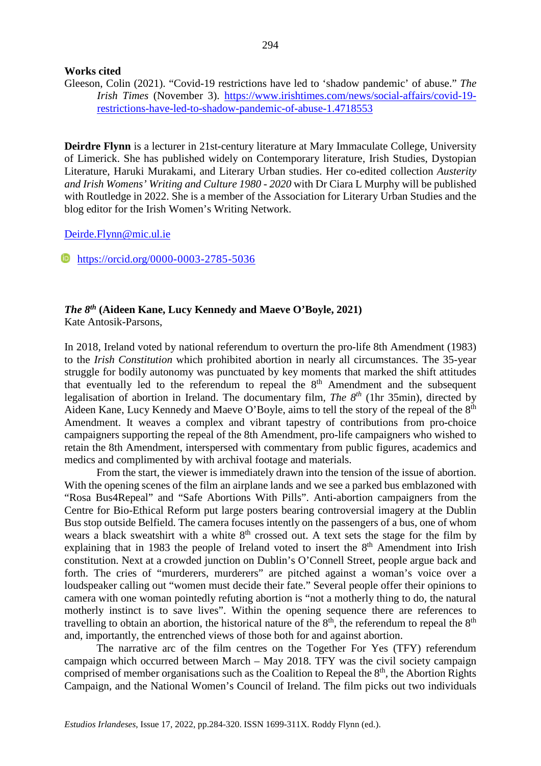## Works cited

Gleeson, Colin (2021). "Covid-19 restrictions have led to 'shadow pandemic' of abuse." *The Irish Times* (November 3). https://www.irishtimes.com/news/social-affairs/covid-19-restrictions-have-led-to-shadow-pandemic-of-abuse-1.4718553

**Deirdre Flynn** is a lecturer in 21st-century literature at Mary Immaculate College, University of Limerick. She has published widely on Contemporary literature, Irish Studies, Dystopian Literature, Haruki Murakami, and Literary Urban studies. Her co-edited collection *Austerity and Irish Womens' Writing and Culture 1980 - 2020* with Dr Ciara L Murphy will be published with Routledge in 2022. She is a member of the Association for Literary Urban Studies and the blog editor for the Irish Women's Writing Network.

Deirde.Flynn@mic.ul.ie

https://orcid.org/0000-0003-2785-5036

## *The 8th* (Aideen Kane, Lucy Kennedy and Maeve O'Boyle, 2021)

Kate Antosik-Parsons,

In 2018, Ireland voted by national referendum to overturn the pro-life 8th Amendment (1983) to the *Irish Constitution* which prohibited abortion in nearly all circumstances. The 35-year struggle for bodily autonomy was punctuated by key moments that marked the shift attitudes that eventually led to the referendum to repeal the 8th Amendment and the subsequent legalisation of abortion in Ireland. The documentary film, *The 8th* (1hr 35min), directed by Aideen Kane, Lucy Kennedy and Maeve O'Boyle, aims to tell the story of the repeal of the 8th Amendment. It weaves a complex and vibrant tapestry of contributions from pro-choice campaigners supporting the repeal of the 8th Amendment, pro-life campaigners who wished to retain the 8th Amendment, interspersed with commentary from public figures, academics and medics and complimented by with archival footage and materials.

From the start, the viewer is immediately drawn into the tension of the issue of abortion. With the opening scenes of the film an airplane lands and we see a parked bus emblazoned with "Rosa Bus4Repeal" and "Safe Abortions With Pills". Anti-abortion campaigners from the Centre for Bio-Ethical Reform put large posters bearing controversial imagery at the Dublin Bus stop outside Belfield. The camera focuses intently on the passengers of a bus, one of whom wears a black sweatshirt with a white 8th crossed out. A text sets the stage for the film by explaining that in 1983 the people of Ireland voted to insert the 8th Amendment into Irish constitution. Next at a crowded junction on Dublin's O'Connell Street, people argue back and forth. The cries of "murderers, murderers" are pitched against a woman's voice over a loudspeaker calling out "women must decide their fate." Several people offer their opinions to camera with one woman pointedly refuting abortion is "not a motherly thing to do, the natural motherly instinct is to save lives". Within the opening sequence there are references to travelling to obtain an abortion, the historical nature of the 8th, the referendum to repeal the 8th and, importantly, the entrenched views of those both for and against abortion.

The narrative arc of the film centres on the Together For Yes (TFY) referendum campaign which occurred between March – May 2018. TFY was the civil society campaign comprised of member organisations such as the Coalition to Repeal the 8th, the Abortion Rights Campaign, and the National Women's Council of Ireland. The film picks out two individuals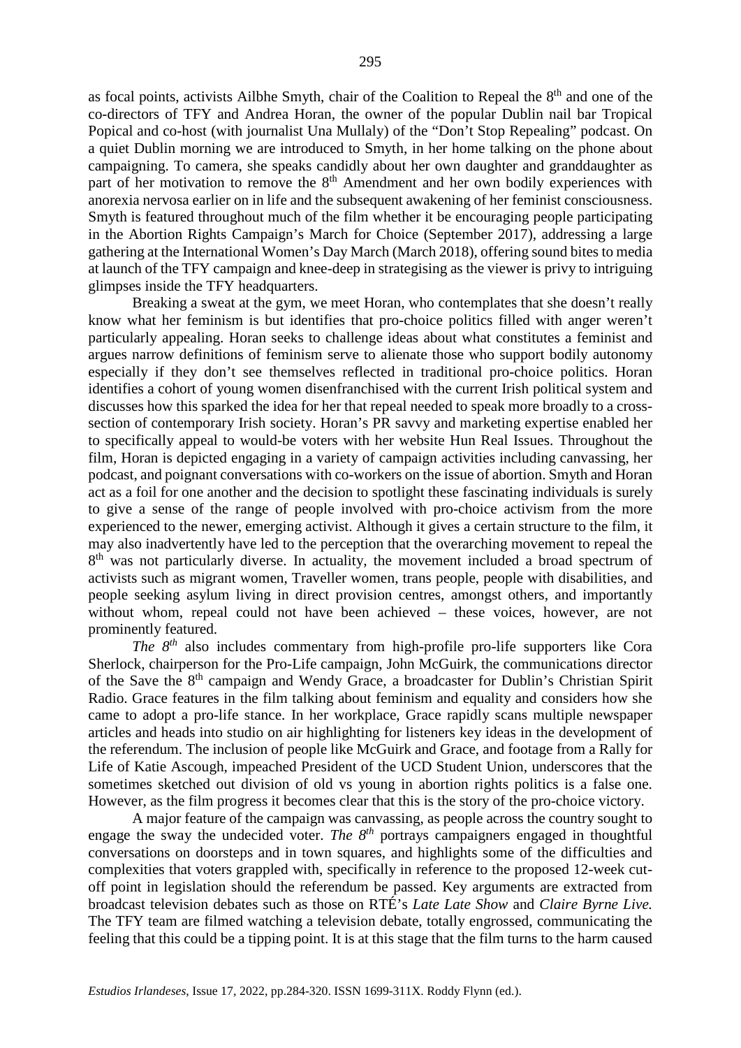as focal points, activists Ailbhe Smyth, chair of the Coalition to Repeal the 8th and one of the co-directors of TFY and Andrea Horan, the owner of the popular Dublin nail bar Tropical Popical and co-host (with journalist Una Mullaly) of the "Don't Stop Repealing" podcast. On a quiet Dublin morning we are introduced to Smyth, in her home talking on the phone about campaigning. To camera, she speaks candidly about her own daughter and granddaughter as part of her motivation to remove the 8th Amendment and her own bodily experiences with anorexia nervosa earlier on in life and the subsequent awakening of her feminist consciousness. Smyth is featured throughout much of the film whether it be encouraging people participating in the Abortion Rights Campaign's March for Choice (September 2017), addressing a large gathering at the International Women's Day March (March 2018), offering sound bites to media at launch of the TFY campaign and knee-deep in strategising as the viewer is privy to intriguing glimpses inside the TFY headquarters.

Breaking a sweat at the gym, we meet Horan, who contemplates that she doesn't really know what her feminism is but identifies that pro-choice politics filled with anger weren't particularly appealing. Horan seeks to challenge ideas about what constitutes a feminist and argues narrow definitions of feminism serve to alienate those who support bodily autonomy especially if they don't see themselves reflected in traditional pro-choice politics. Horan identifies a cohort of young women disenfranchised with the current Irish political system and discusses how this sparked the idea for her that repeal needed to speak more broadly to a cross-section of contemporary Irish society. Horan's PR savvy and marketing expertise enabled her to specifically appeal to would-be voters with her website Hun Real Issues. Throughout the film, Horan is depicted engaging in a variety of campaign activities including canvassing, her podcast, and poignant conversations with co-workers on the issue of abortion. Smyth and Horan act as a foil for one another and the decision to spotlight these fascinating individuals is surely to give a sense of the range of people involved with pro-choice activism from the more experienced to the newer, emerging activist. Although it gives a certain structure to the film, it may also inadvertently have led to the perception that the overarching movement to repeal the 8th was not particularly diverse. In actuality, the movement included a broad spectrum of activists such as migrant women, Traveller women, trans people, people with disabilities, and people seeking asylum living in direct provision centres, amongst others, and importantly without whom, repeal could not have been achieved – these voices, however, are not prominently featured.

*The 8th* also includes commentary from high-profile pro-life supporters like Cora Sherlock, chairperson for the Pro-Life campaign, John McGuirk, the communications director of the Save the 8th campaign and Wendy Grace, a broadcaster for Dublin's Christian Spirit Radio. Grace features in the film talking about feminism and equality and considers how she came to adopt a pro-life stance. In her workplace, Grace rapidly scans multiple newspaper articles and heads into studio on air highlighting for listeners key ideas in the development of the referendum. The inclusion of people like McGuirk and Grace, and footage from a Rally for Life of Katie Ascough, impeached President of the UCD Student Union, underscores that the sometimes sketched out division of old vs young in abortion rights politics is a false one. However, as the film progress it becomes clear that this is the story of the pro-choice victory.

A major feature of the campaign was canvassing, as people across the country sought to engage the sway the undecided voter. *The 8th* portrays campaigners engaged in thoughtful conversations on doorsteps and in town squares, and highlights some of the difficulties and complexities that voters grappled with, specifically in reference to the proposed 12-week cut-off point in legislation should the referendum be passed. Key arguments are extracted from broadcast television debates such as those on RTÉ's *Late Late Show* and *Claire Byrne Live.* The TFY team are filmed watching a television debate, totally engrossed, communicating the feeling that this could be a tipping point. It is at this stage that the film turns to the harm caused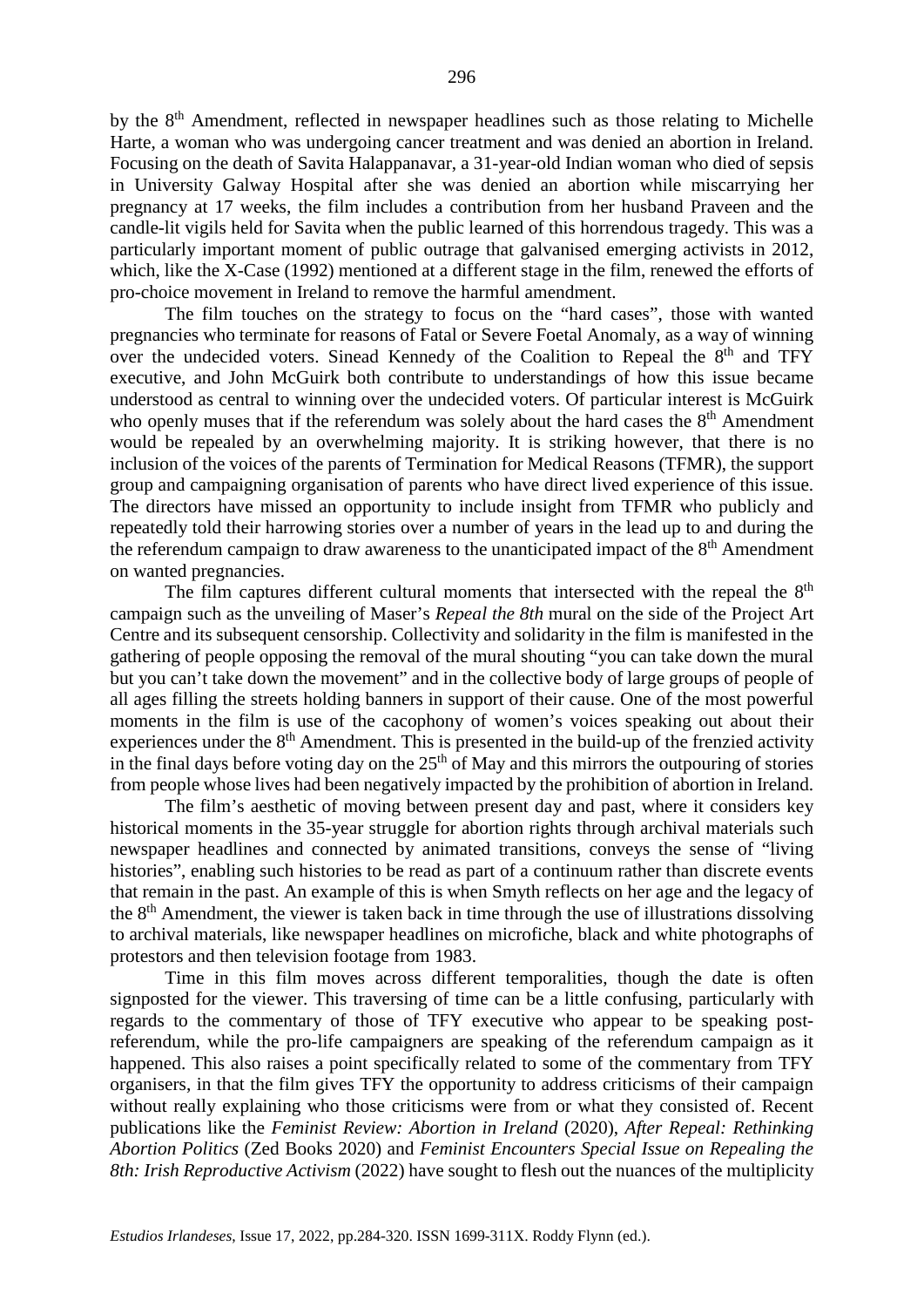by the 8th Amendment, reflected in newspaper headlines such as those relating to Michelle Harte, a woman who was undergoing cancer treatment and was denied an abortion in Ireland. Focusing on the death of Savita Halappanavar, a 31-year-old Indian woman who died of sepsis in University Galway Hospital after she was denied an abortion while miscarrying her pregnancy at 17 weeks, the film includes a contribution from her husband Praveen and the candle-lit vigils held for Savita when the public learned of this horrendous tragedy. This was a particularly important moment of public outrage that galvanised emerging activists in 2012, which, like the X-Case (1992) mentioned at a different stage in the film, renewed the efforts of pro-choice movement in Ireland to remove the harmful amendment.

The film touches on the strategy to focus on the "hard cases", those with wanted pregnancies who terminate for reasons of Fatal or Severe Foetal Anomaly, as a way of winning over the undecided voters. Sinead Kennedy of the Coalition to Repeal the 8th and TFY executive, and John McGuirk both contribute to understandings of how this issue became understood as central to winning over the undecided voters. Of particular interest is McGuirk who openly muses that if the referendum was solely about the hard cases the 8th Amendment would be repealed by an overwhelming majority. It is striking however, that there is no inclusion of the voices of the parents of Termination for Medical Reasons (TFMR), the support group and campaigning organisation of parents who have direct lived experience of this issue. The directors have missed an opportunity to include insight from TFMR who publicly and repeatedly told their harrowing stories over a number of years in the lead up to and during the the referendum campaign to draw awareness to the unanticipated impact of the 8th Amendment on wanted pregnancies.

The film captures different cultural moments that intersected with the repeal the 8th campaign such as the unveiling of Maser's *Repeal the 8th* mural on the side of the Project Art Centre and its subsequent censorship. Collectivity and solidarity in the film is manifested in the gathering of people opposing the removal of the mural shouting "you can take down the mural but you can't take down the movement" and in the collective body of large groups of people of all ages filling the streets holding banners in support of their cause. One of the most powerful moments in the film is use of the cacophony of women's voices speaking out about their experiences under the 8th Amendment. This is presented in the build-up of the frenzied activity in the final days before voting day on the 25th of May and this mirrors the outpouring of stories from people whose lives had been negatively impacted by the prohibition of abortion in Ireland.

The film's aesthetic of moving between present day and past, where it considers key historical moments in the 35-year struggle for abortion rights through archival materials such newspaper headlines and connected by animated transitions, conveys the sense of "living histories", enabling such histories to be read as part of a continuum rather than discrete events that remain in the past. An example of this is when Smyth reflects on her age and the legacy of the 8th Amendment, the viewer is taken back in time through the use of illustrations dissolving to archival materials, like newspaper headlines on microfiche, black and white photographs of protestors and then television footage from 1983.

Time in this film moves across different temporalities, though the date is often signposted for the viewer. This traversing of time can be a little confusing, particularly with regards to the commentary of those of TFY executive who appear to be speaking post-referendum, while the pro-life campaigners are speaking of the referendum campaign as it happened. This also raises a point specifically related to some of the commentary from TFY organisers, in that the film gives TFY the opportunity to address criticisms of their campaign without really explaining who those criticisms were from or what they consisted of. Recent publications like the *Feminist Review: Abortion in Ireland* (2020), *After Repeal: Rethinking Abortion Politics* (Zed Books 2020) and *Feminist Encounters Special Issue on Repealing the 8th: Irish Reproductive Activism* (2022) have sought to flesh out the nuances of the multiplicity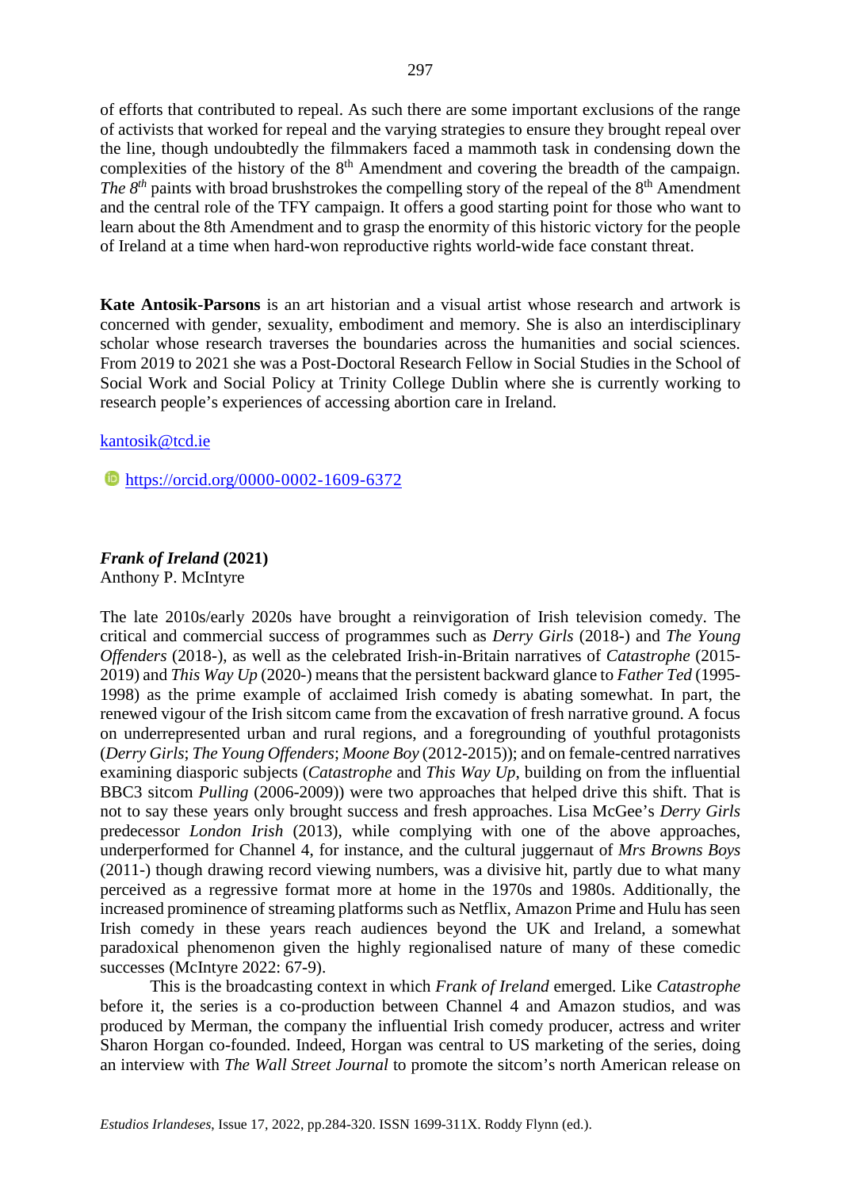of efforts that contributed to repeal. As such there are some important exclusions of the range of activists that worked for repeal and the varying strategies to ensure they brought repeal over the line, though undoubtedly the filmmakers faced a mammoth task in condensing down the complexities of the history of the 8th Amendment and covering the breadth of the campaign. *The 8th* paints with broad brushstrokes the compelling story of the repeal of the 8th Amendment and the central role of the TFY campaign. It offers a good starting point for those who want to learn about the 8th Amendment and to grasp the enormity of this historic victory for the people of Ireland at a time when hard-won reproductive rights world-wide face constant threat.

**Kate Antosik-Parsons** is an art historian and a visual artist whose research and artwork is concerned with gender, sexuality, embodiment and memory. She is also an interdisciplinary scholar whose research traverses the boundaries across the humanities and social sciences. From 2019 to 2021 she was a Post-Doctoral Research Fellow in Social Studies in the School of Social Work and Social Policy at Trinity College Dublin where she is currently working to research people's experiences of accessing abortion care in Ireland.

kantosik@tcd.ie

https://orcid.org/0000-0002-1609-6372

## ***Frank of Ireland* (2021)**

Anthony P. McIntyre

The late 2010s/early 2020s have brought a reinvigoration of Irish television comedy. The critical and commercial success of programmes such as *Derry Girls* (2018-) and *The Young Offenders* (2018-), as well as the celebrated Irish-in-Britain narratives of *Catastrophe* (2015-2019) and *This Way Up* (2020-) means that the persistent backward glance to *Father Ted* (1995-1998) as the prime example of acclaimed Irish comedy is abating somewhat. In part, the renewed vigour of the Irish sitcom came from the excavation of fresh narrative ground. A focus on underrepresented urban and rural regions, and a foregrounding of youthful protagonists (*Derry Girls*; *The Young Offenders*; *Moone Boy* (2012-2015)); and on female-centred narratives examining diasporic subjects (*Catastrophe* and *This Way Up*, building on from the influential BBC3 sitcom *Pulling* (2006-2009)) were two approaches that helped drive this shift. That is not to say these years only brought success and fresh approaches. Lisa McGee's *Derry Girls* predecessor *London Irish* (2013), while complying with one of the above approaches, underperformed for Channel 4, for instance, and the cultural juggernaut of *Mrs Browns Boys* (2011-) though drawing record viewing numbers, was a divisive hit, partly due to what many perceived as a regressive format more at home in the 1970s and 1980s. Additionally, the increased prominence of streaming platforms such as Netflix, Amazon Prime and Hulu has seen Irish comedy in these years reach audiences beyond the UK and Ireland, a somewhat paradoxical phenomenon given the highly regionalised nature of many of these comedic successes (McIntyre 2022: 67-9).

This is the broadcasting context in which *Frank of Ireland* emerged. Like *Catastrophe* before it, the series is a co-production between Channel 4 and Amazon studios, and was produced by Merman, the company the influential Irish comedy producer, actress and writer Sharon Horgan co-founded. Indeed, Horgan was central to US marketing of the series, doing an interview with *The Wall Street Journal* to promote the sitcom's north American release on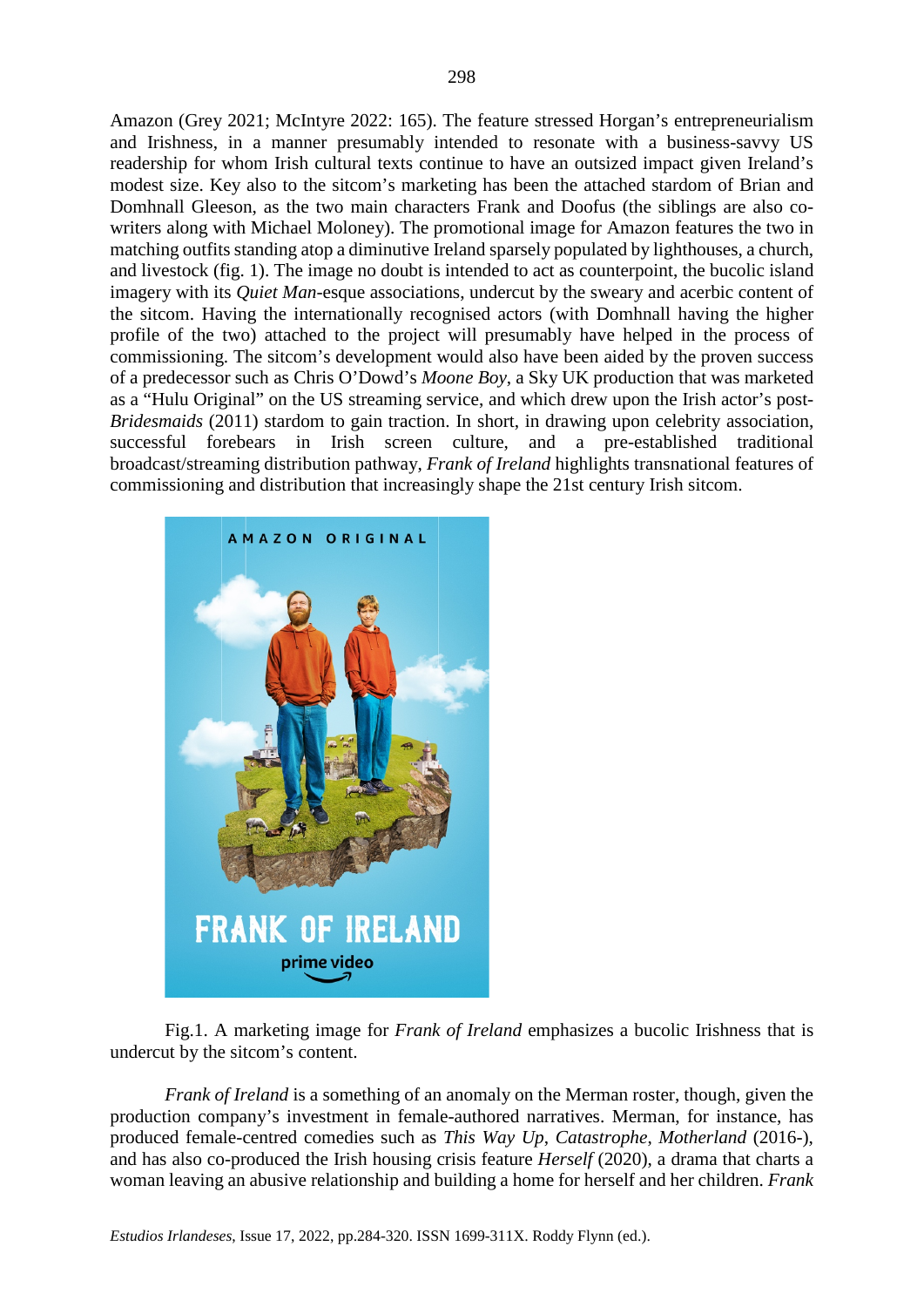Amazon (Grey 2021; McIntyre 2022: 165). The feature stressed Horgan's entrepreneurialism and Irishness, in a manner presumably intended to resonate with a business-savvy US readership for whom Irish cultural texts continue to have an outsized impact given Ireland's modest size. Key also to the sitcom's marketing has been the attached stardom of Brian and Domhnall Gleeson, as the two main characters Frank and Doofus (the siblings are also co-writers along with Michael Moloney). The promotional image for Amazon features the two in matching outfits standing atop a diminutive Ireland sparsely populated by lighthouses, a church, and livestock (fig. 1). The image no doubt is intended to act as counterpoint, the bucolic island imagery with its *Quiet Man*-esque associations, undercut by the sweary and acerbic content of the sitcom. Having the internationally recognised actors (with Domhnall having the higher profile of the two) attached to the project will presumably have helped in the process of commissioning. The sitcom's development would also have been aided by the proven success of a predecessor such as Chris O'Dowd's *Moone Boy*, a Sky UK production that was marketed as a "Hulu Original" on the US streaming service, and which drew upon the Irish actor's post-*Bridesmaids* (2011) stardom to gain traction. In short, in drawing upon celebrity association, successful forebears in Irish screen culture, and a pre-established traditional broadcast/streaming distribution pathway, *Frank of Ireland* highlights transnational features of commissioning and distribution that increasingly shape the 21st century Irish sitcom.

Fig.1. A marketing image for *Frank of Ireland* emphasizes a bucolic Irishness that is undercut by the sitcom's content.

*Frank of Ireland* is a something of an anomaly on the Merman roster, though, given the production company's investment in female-authored narratives. Merman, for instance, has produced female-centred comedies such as *This Way Up*, *Catastrophe*, *Motherland* (2016-), and has also co-produced the Irish housing crisis feature *Herself* (2020), a drama that charts a woman leaving an abusive relationship and building a home for herself and her children. *Frank*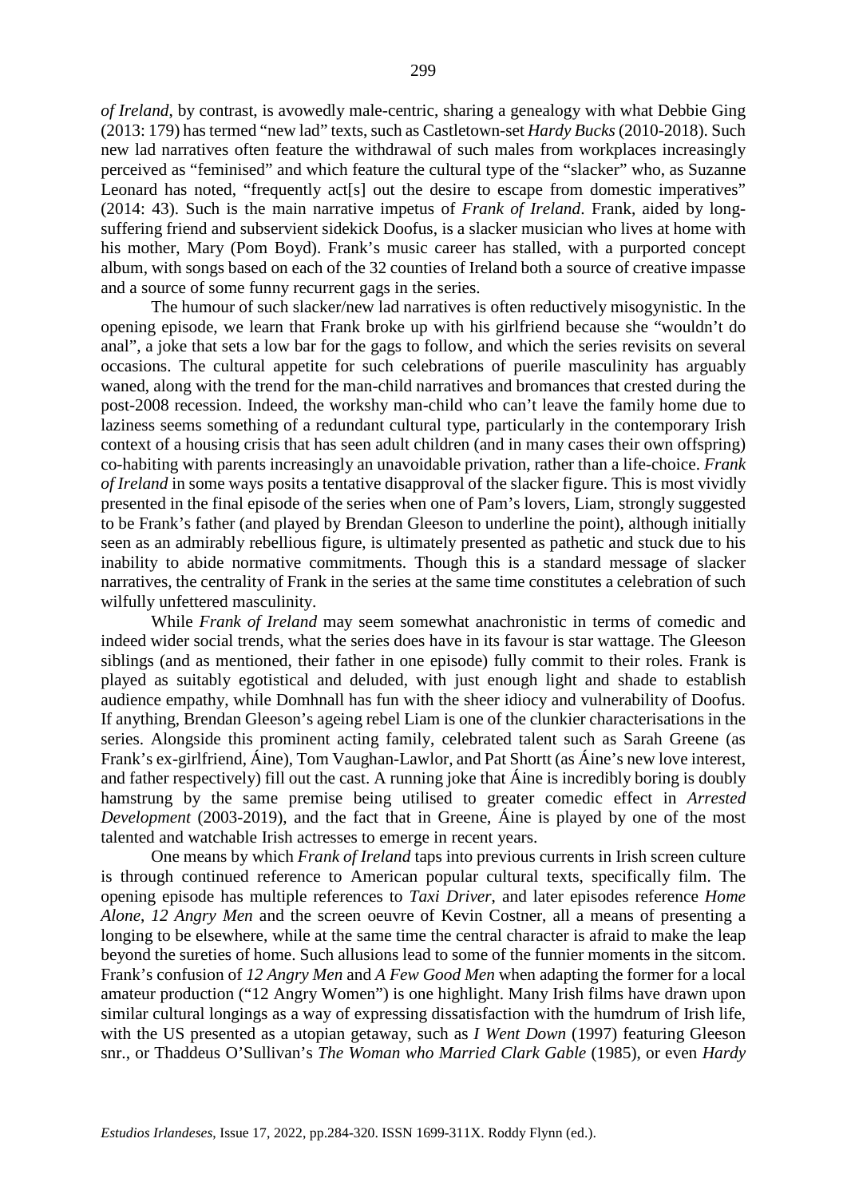*of Ireland*, by contrast, is avowedly male-centric, sharing a genealogy with what Debbie Ging (2013: 179) has termed "new lad" texts, such as Castletown-set *Hardy Bucks* (2010-2018). Such new lad narratives often feature the withdrawal of such males from workplaces increasingly perceived as "feminised" and which feature the cultural type of the "slacker" who, as Suzanne Leonard has noted, "frequently act[s] out the desire to escape from domestic imperatives" (2014: 43). Such is the main narrative impetus of *Frank of Ireland*. Frank, aided by long-suffering friend and subservient sidekick Doofus, is a slacker musician who lives at home with his mother, Mary (Pom Boyd). Frank's music career has stalled, with a purported concept album, with songs based on each of the 32 counties of Ireland both a source of creative impasse and a source of some funny recurrent gags in the series.

The humour of such slacker/new lad narratives is often reductively misogynistic. In the opening episode, we learn that Frank broke up with his girlfriend because she "wouldn't do anal", a joke that sets a low bar for the gags to follow, and which the series revisits on several occasions. The cultural appetite for such celebrations of puerile masculinity has arguably waned, along with the trend for the man-child narratives and bromances that crested during the post-2008 recession. Indeed, the workshy man-child who can't leave the family home due to laziness seems something of a redundant cultural type, particularly in the contemporary Irish context of a housing crisis that has seen adult children (and in many cases their own offspring) co-habiting with parents increasingly an unavoidable privation, rather than a life-choice. *Frank of Ireland* in some ways posits a tentative disapproval of the slacker figure. This is most vividly presented in the final episode of the series when one of Pam's lovers, Liam, strongly suggested to be Frank's father (and played by Brendan Gleeson to underline the point), although initially seen as an admirably rebellious figure, is ultimately presented as pathetic and stuck due to his inability to abide normative commitments. Though this is a standard message of slacker narratives, the centrality of Frank in the series at the same time constitutes a celebration of such wilfully unfettered masculinity.

While *Frank of Ireland* may seem somewhat anachronistic in terms of comedic and indeed wider social trends, what the series does have in its favour is star wattage. The Gleeson siblings (and as mentioned, their father in one episode) fully commit to their roles. Frank is played as suitably egotistical and deluded, with just enough light and shade to establish audience empathy, while Domhnall has fun with the sheer idiocy and vulnerability of Doofus. If anything, Brendan Gleeson's ageing rebel Liam is one of the clunkier characterisations in the series. Alongside this prominent acting family, celebrated talent such as Sarah Greene (as Frank's ex-girlfriend, Áine), Tom Vaughan-Lawlor, and Pat Shortt (as Áine's new love interest, and father respectively) fill out the cast. A running joke that Áine is incredibly boring is doubly hamstrung by the same premise being utilised to greater comedic effect in *Arrested Development* (2003-2019), and the fact that in Greene, Áine is played by one of the most talented and watchable Irish actresses to emerge in recent years.

One means by which *Frank of Ireland* taps into previous currents in Irish screen culture is through continued reference to American popular cultural texts, specifically film. The opening episode has multiple references to *Taxi Driver*, and later episodes reference *Home Alone*, *12 Angry Men* and the screen oeuvre of Kevin Costner, all a means of presenting a longing to be elsewhere, while at the same time the central character is afraid to make the leap beyond the sureties of home. Such allusions lead to some of the funnier moments in the sitcom. Frank's confusion of *12 Angry Men* and *A Few Good Men* when adapting the former for a local amateur production ("12 Angry Women") is one highlight. Many Irish films have drawn upon similar cultural longings as a way of expressing dissatisfaction with the humdrum of Irish life, with the US presented as a utopian getaway, such as *I Went Down* (1997) featuring Gleeson snr., or Thaddeus O'Sullivan's *The Woman who Married Clark Gable* (1985), or even *Hardy*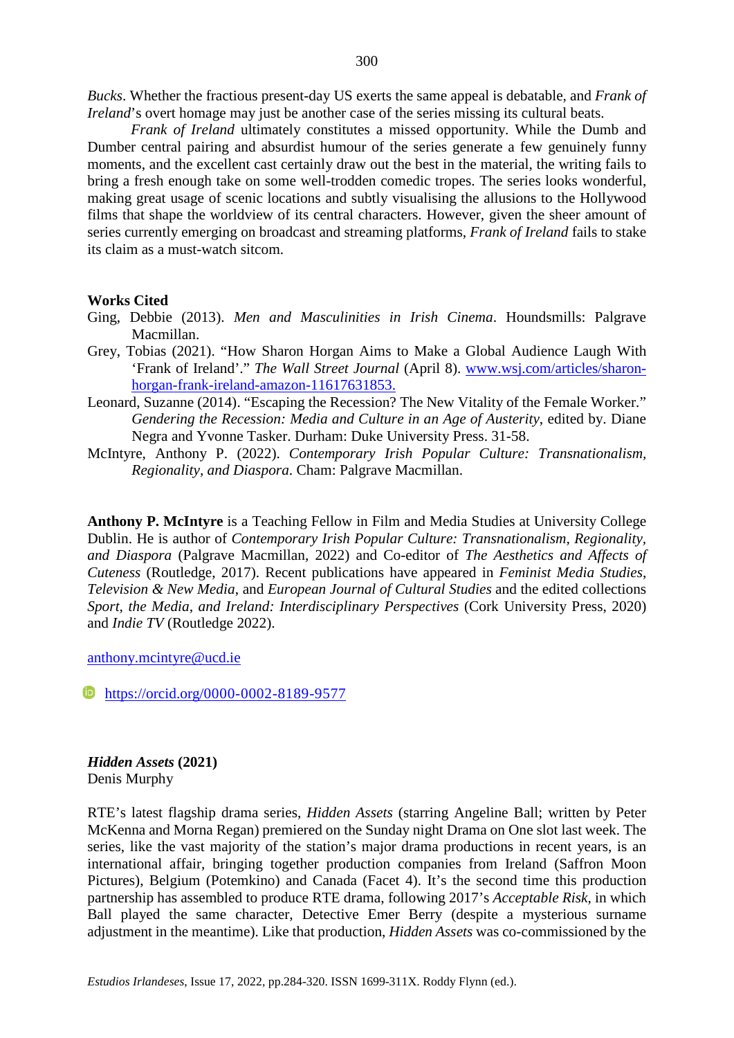*Bucks*. Whether the fractious present-day US exerts the same appeal is debatable, and *Frank of Ireland*'s overt homage may just be another case of the series missing its cultural beats.

*Frank of Ireland* ultimately constitutes a missed opportunity. While the Dumb and Dumber central pairing and absurdist humour of the series generate a few genuinely funny moments, and the excellent cast certainly draw out the best in the material, the writing fails to bring a fresh enough take on some well-trodden comedic tropes. The series looks wonderful, making great usage of scenic locations and subtly visualising the allusions to the Hollywood films that shape the worldview of its central characters. However, given the sheer amount of series currently emerging on broadcast and streaming platforms, *Frank of Ireland* fails to stake its claim as a must-watch sitcom.

**Works Cited**

Ging, Debbie (2013). *Men and Masculinities in Irish Cinema*. Houndsmills: Palgrave Macmillan.

Grey, Tobias (2021). "How Sharon Horgan Aims to Make a Global Audience Laugh With 'Frank of Ireland'." *The Wall Street Journal* (April 8). www.wsj.com/articles/sharon-horgan-frank-ireland-amazon-11617631853.

Leonard, Suzanne (2014). "Escaping the Recession? The New Vitality of the Female Worker." *Gendering the Recession: Media and Culture in an Age of Austerity*, edited by. Diane Negra and Yvonne Tasker. Durham: Duke University Press. 31-58.

McIntyre, Anthony P. (2022). *Contemporary Irish Popular Culture: Transnationalism, Regionality, and Diaspora*. Cham: Palgrave Macmillan.

**Anthony P. McIntyre** is a Teaching Fellow in Film and Media Studies at University College Dublin. He is author of *Contemporary Irish Popular Culture: Transnationalism, Regionality, and Diaspora* (Palgrave Macmillan, 2022) and Co-editor of *The Aesthetics and Affects of Cuteness* (Routledge, 2017). Recent publications have appeared in *Feminist Media Studies*, *Television & New Media*, and *European Journal of Cultural Studies* and the edited collections *Sport, the Media, and Ireland: Interdisciplinary Perspectives* (Cork University Press, 2020) and *Indie TV* (Routledge 2022).

anthony.mcintyre@ucd.ie

https://orcid.org/0000-0002-8189-9577

## ***Hidden Assets* (2021)**

Denis Murphy

RTE's latest flagship drama series, *Hidden Assets* (starring Angeline Ball; written by Peter McKenna and Morna Regan) premiered on the Sunday night Drama on One slot last week. The series, like the vast majority of the station's major drama productions in recent years, is an international affair, bringing together production companies from Ireland (Saffron Moon Pictures), Belgium (Potemkino) and Canada (Facet 4). It's the second time this production partnership has assembled to produce RTE drama, following 2017's *Acceptable Risk*, in which Ball played the same character, Detective Emer Berry (despite a mysterious surname adjustment in the meantime). Like that production, *Hidden Assets* was co-commissioned by the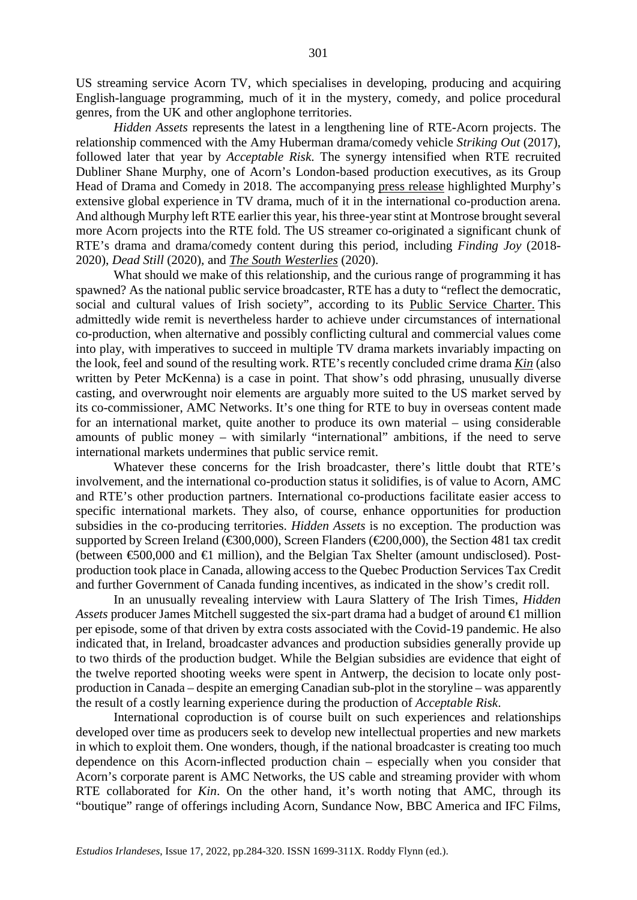US streaming service Acorn TV, which specialises in developing, producing and acquiring English-language programming, much of it in the mystery, comedy, and police procedural genres, from the UK and other anglophone territories.

*Hidden Assets* represents the latest in a lengthening line of RTE-Acorn projects. The relationship commenced with the Amy Huberman drama/comedy vehicle *Striking Out* (2017), followed later that year by *Acceptable Risk*. The synergy intensified when RTE recruited Dubliner Shane Murphy, one of Acorn's London-based production executives, as its Group Head of Drama and Comedy in 2018. The accompanying press release highlighted Murphy's extensive global experience in TV drama, much of it in the international co-production arena. And although Murphy left RTE earlier this year, his three-year stint at Montrose brought several more Acorn projects into the RTE fold. The US streamer co-originated a significant chunk of RTE's drama and drama/comedy content during this period, including *Finding Joy* (2018-2020), *Dead Still* (2020), and *The South Westerlies* (2020).

What should we make of this relationship, and the curious range of programming it has spawned? As the national public service broadcaster, RTE has a duty to "reflect the democratic, social and cultural values of Irish society", according to its Public Service Charter. This admittedly wide remit is nevertheless harder to achieve under circumstances of international co-production, when alternative and possibly conflicting cultural and commercial values come into play, with imperatives to succeed in multiple TV drama markets invariably impacting on the look, feel and sound of the resulting work. RTE's recently concluded crime drama *Kin* (also written by Peter McKenna) is a case in point. That show's odd phrasing, unusually diverse casting, and overwrought noir elements are arguably more suited to the US market served by its co-commissioner, AMC Networks. It's one thing for RTE to buy in overseas content made for an international market, quite another to produce its own material – using considerable amounts of public money – with similarly "international" ambitions, if the need to serve international markets undermines that public service remit.

Whatever these concerns for the Irish broadcaster, there's little doubt that RTE's involvement, and the international co-production status it solidifies, is of value to Acorn, AMC and RTE's other production partners. International co-productions facilitate easier access to specific international markets. They also, of course, enhance opportunities for production subsidies in the co-producing territories. *Hidden Assets* is no exception. The production was supported by Screen Ireland (€300,000), Screen Flanders (€200,000), the Section 481 tax credit (between €500,000 and €1 million), and the Belgian Tax Shelter (amount undisclosed). Post-production took place in Canada, allowing access to the Quebec Production Services Tax Credit and further Government of Canada funding incentives, as indicated in the show's credit roll.

In an unusually revealing interview with Laura Slattery of The Irish Times, *Hidden Assets* producer James Mitchell suggested the six-part drama had a budget of around €1 million per episode, some of that driven by extra costs associated with the Covid-19 pandemic. He also indicated that, in Ireland, broadcaster advances and production subsidies generally provide up to two thirds of the production budget. While the Belgian subsidies are evidence that eight of the twelve reported shooting weeks were spent in Antwerp, the decision to locate only post-production in Canada – despite an emerging Canadian sub-plot in the storyline – was apparently the result of a costly learning experience during the production of *Acceptable Risk*.

International coproduction is of course built on such experiences and relationships developed over time as producers seek to develop new intellectual properties and new markets in which to exploit them. One wonders, though, if the national broadcaster is creating too much dependence on this Acorn-inflected production chain – especially when you consider that Acorn's corporate parent is AMC Networks, the US cable and streaming provider with whom RTE collaborated for *Kin*. On the other hand, it's worth noting that AMC, through its "boutique" range of offerings including Acorn, Sundance Now, BBC America and IFC Films,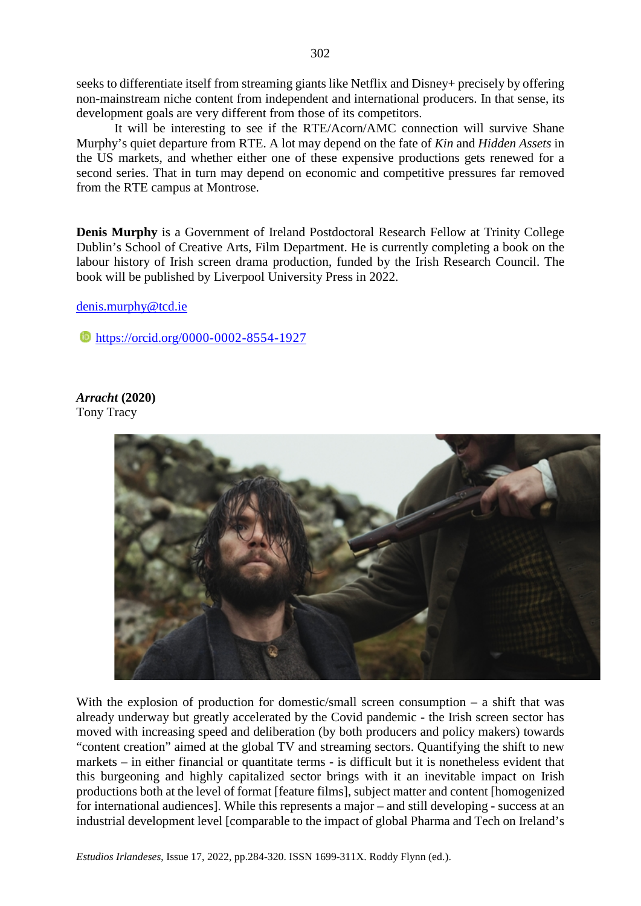seeks to differentiate itself from streaming giants like Netflix and Disney+ precisely by offering non-mainstream niche content from independent and international producers. In that sense, its development goals are very different from those of its competitors.

It will be interesting to see if the RTE/Acorn/AMC connection will survive Shane Murphy's quiet departure from RTE. A lot may depend on the fate of *Kin* and *Hidden Assets* in the US markets, and whether either one of these expensive productions gets renewed for a second series. That in turn may depend on economic and competitive pressures far removed from the RTE campus at Montrose.

**Denis Murphy** is a Government of Ireland Postdoctoral Research Fellow at Trinity College Dublin's School of Creative Arts, Film Department. He is currently completing a book on the labour history of Irish screen drama production, funded by the Irish Research Council. The book will be published by Liverpool University Press in 2022.

denis.murphy@tcd.ie

https://orcid.org/0000-0002-8554-1927

***Arracht* (2020)**
Tony Tracy

With the explosion of production for domestic/small screen consumption – a shift that was already underway but greatly accelerated by the Covid pandemic - the Irish screen sector has moved with increasing speed and deliberation (by both producers and policy makers) towards "content creation" aimed at the global TV and streaming sectors. Quantifying the shift to new markets – in either financial or quantitate terms - is difficult but it is nonetheless evident that this burgeoning and highly capitalized sector brings with it an inevitable impact on Irish productions both at the level of format [feature films], subject matter and content [homogenized for international audiences]. While this represents a major – and still developing - success at an industrial development level [comparable to the impact of global Pharma and Tech on Ireland's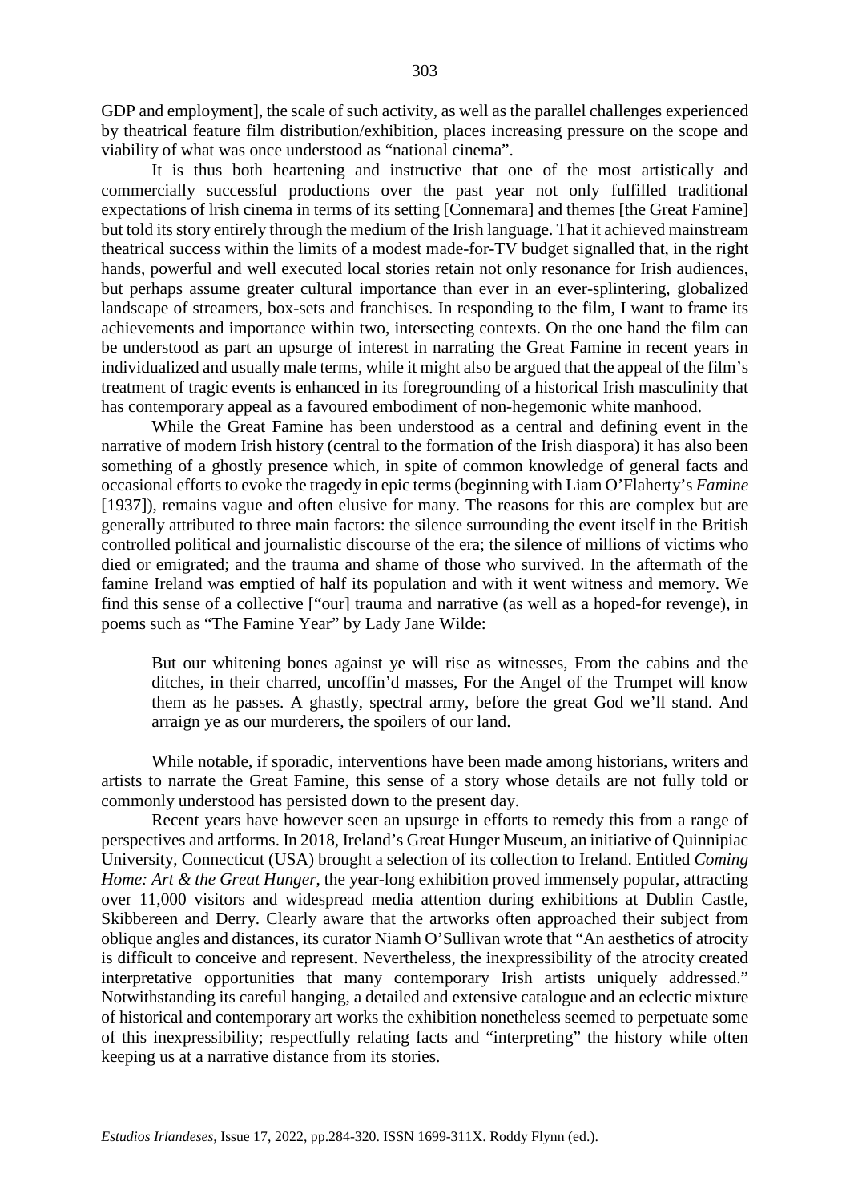GDP and employment], the scale of such activity, as well as the parallel challenges experienced by theatrical feature film distribution/exhibition, places increasing pressure on the scope and viability of what was once understood as "national cinema".

It is thus both heartening and instructive that one of the most artistically and commercially successful productions over the past year not only fulfilled traditional expectations of lrish cinema in terms of its setting [Connemara] and themes [the Great Famine] but told its story entirely through the medium of the Irish language. That it achieved mainstream theatrical success within the limits of a modest made-for-TV budget signalled that, in the right hands, powerful and well executed local stories retain not only resonance for Irish audiences, but perhaps assume greater cultural importance than ever in an ever-splintering, globalized landscape of streamers, box-sets and franchises. In responding to the film, I want to frame its achievements and importance within two, intersecting contexts. On the one hand the film can be understood as part an upsurge of interest in narrating the Great Famine in recent years in individualized and usually male terms, while it might also be argued that the appeal of the film's treatment of tragic events is enhanced in its foregrounding of a historical Irish masculinity that has contemporary appeal as a favoured embodiment of non-hegemonic white manhood.

While the Great Famine has been understood as a central and defining event in the narrative of modern Irish history (central to the formation of the Irish diaspora) it has also been something of a ghostly presence which, in spite of common knowledge of general facts and occasional efforts to evoke the tragedy in epic terms (beginning with Liam O'Flaherty's *Famine* [1937]), remains vague and often elusive for many. The reasons for this are complex but are generally attributed to three main factors: the silence surrounding the event itself in the British controlled political and journalistic discourse of the era; the silence of millions of victims who died or emigrated; and the trauma and shame of those who survived. In the aftermath of the famine Ireland was emptied of half its population and with it went witness and memory. We find this sense of a collective ["our] trauma and narrative (as well as a hoped-for revenge), in poems such as "The Famine Year" by Lady Jane Wilde:

> But our whitening bones against ye will rise as witnesses, From the cabins and the ditches, in their charred, uncoffin'd masses, For the Angel of the Trumpet will know them as he passes. A ghastly, spectral army, before the great God we'll stand. And arraign ye as our murderers, the spoilers of our land.

While notable, if sporadic, interventions have been made among historians, writers and artists to narrate the Great Famine, this sense of a story whose details are not fully told or commonly understood has persisted down to the present day.

Recent years have however seen an upsurge in efforts to remedy this from a range of perspectives and artforms. In 2018, Ireland's Great Hunger Museum, an initiative of Quinnipiac University, Connecticut (USA) brought a selection of its collection to Ireland. Entitled *Coming Home: Art & the Great Hunger*, the year-long exhibition proved immensely popular, attracting over 11,000 visitors and widespread media attention during exhibitions at Dublin Castle, Skibbereen and Derry. Clearly aware that the artworks often approached their subject from oblique angles and distances, its curator Niamh O'Sullivan wrote that "An aesthetics of atrocity is difficult to conceive and represent. Nevertheless, the inexpressibility of the atrocity created interpretative opportunities that many contemporary Irish artists uniquely addressed." Notwithstanding its careful hanging, a detailed and extensive catalogue and an eclectic mixture of historical and contemporary art works the exhibition nonetheless seemed to perpetuate some of this inexpressibility; respectfully relating facts and "interpreting" the history while often keeping us at a narrative distance from its stories.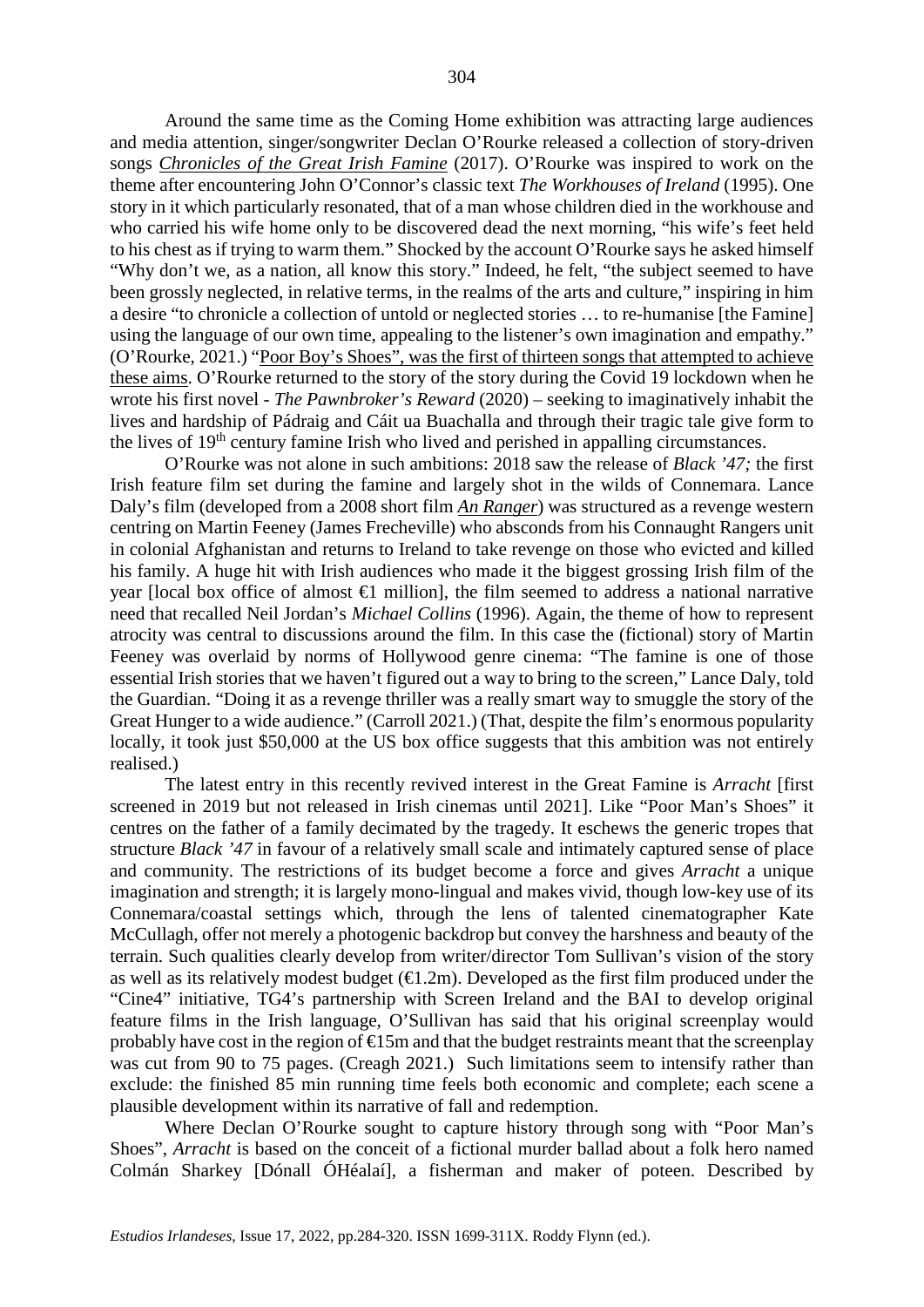Around the same time as the Coming Home exhibition was attracting large audiences and media attention, singer/songwriter Declan O'Rourke released a collection of story-driven songs *Chronicles of the Great Irish Famine* (2017). O'Rourke was inspired to work on the theme after encountering John O'Connor's classic text *The Workhouses of Ireland* (1995). One story in it which particularly resonated, that of a man whose children died in the workhouse and who carried his wife home only to be discovered dead the next morning, "his wife's feet held to his chest as if trying to warm them." Shocked by the account O'Rourke says he asked himself "Why don't we, as a nation, all know this story." Indeed, he felt, "the subject seemed to have been grossly neglected, in relative terms, in the realms of the arts and culture," inspiring in him a desire "to chronicle a collection of untold or neglected stories … to re-humanise [the Famine] using the language of our own time, appealing to the listener's own imagination and empathy." (O'Rourke, 2021.) "Poor Boy's Shoes", was the first of thirteen songs that attempted to achieve these aims. O'Rourke returned to the story of the story during the Covid 19 lockdown when he wrote his first novel - *The Pawnbroker's Reward* (2020) – seeking to imaginatively inhabit the lives and hardship of Pádraig and Cáit ua Buachalla and through their tragic tale give form to the lives of 19th century famine Irish who lived and perished in appalling circumstances.

O'Rourke was not alone in such ambitions: 2018 saw the release of *Black '47;* the first Irish feature film set during the famine and largely shot in the wilds of Connemara. Lance Daly's film (developed from a 2008 short film *An Ranger*) was structured as a revenge western centring on Martin Feeney (James Frecheville) who absconds from his Connaught Rangers unit in colonial Afghanistan and returns to Ireland to take revenge on those who evicted and killed his family. A huge hit with Irish audiences who made it the biggest grossing Irish film of the year [local box office of almost €1 million], the film seemed to address a national narrative need that recalled Neil Jordan's *Michael Collins* (1996). Again, the theme of how to represent atrocity was central to discussions around the film. In this case the (fictional) story of Martin Feeney was overlaid by norms of Hollywood genre cinema: "The famine is one of those essential Irish stories that we haven't figured out a way to bring to the screen," Lance Daly, told the Guardian. "Doing it as a revenge thriller was a really smart way to smuggle the story of the Great Hunger to a wide audience." (Carroll 2021.) (That, despite the film's enormous popularity locally, it took just $50,000 at the US box office suggests that this ambition was not entirely realised.)

The latest entry in this recently revived interest in the Great Famine is *Arracht* [first screened in 2019 but not released in Irish cinemas until 2021]. Like "Poor Man's Shoes" it centres on the father of a family decimated by the tragedy. It eschews the generic tropes that structure *Black '47* in favour of a relatively small scale and intimately captured sense of place and community. The restrictions of its budget become a force and gives *Arracht* a unique imagination and strength; it is largely mono-lingual and makes vivid, though low-key use of its Connemara/coastal settings which, through the lens of talented cinematographer Kate McCullagh, offer not merely a photogenic backdrop but convey the harshness and beauty of the terrain. Such qualities clearly develop from writer/director Tom Sullivan's vision of the story as well as its relatively modest budget (€1.2m). Developed as the first film produced under the "Cine4" initiative, TG4's partnership with Screen Ireland and the BAI to develop original feature films in the Irish language, O'Sullivan has said that his original screenplay would probably have cost in the region of €15m and that the budget restraints meant that the screenplay was cut from 90 to 75 pages. (Creagh 2021.) Such limitations seem to intensify rather than exclude: the finished 85 min running time feels both economic and complete; each scene a plausible development within its narrative of fall and redemption.

Where Declan O'Rourke sought to capture history through song with "Poor Man's Shoes", *Arracht* is based on the conceit of a fictional murder ballad about a folk hero named Colmán Sharkey [Dónall ÓHéalaí], a fisherman and maker of poteen. Described by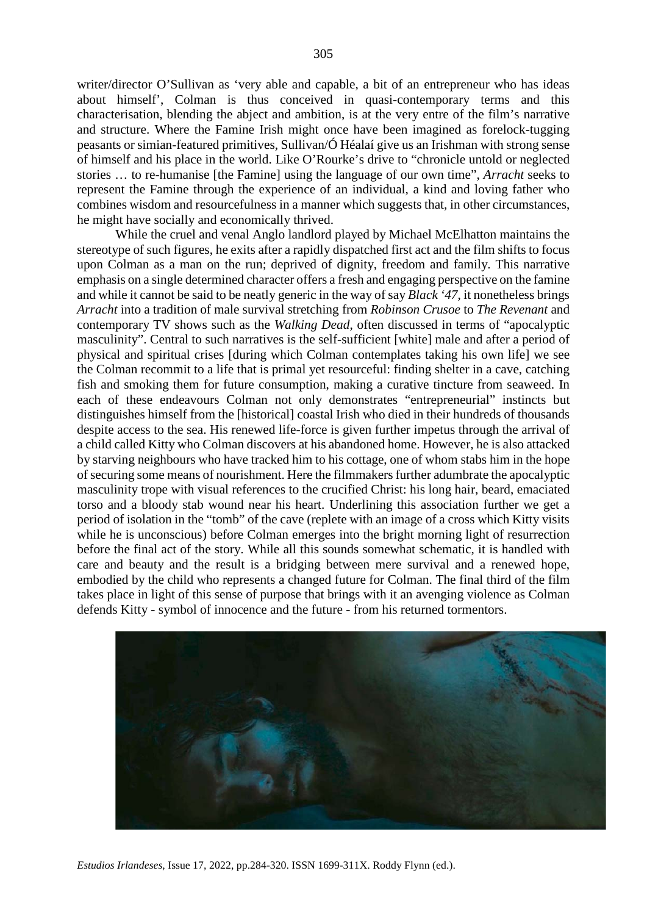writer/director O'Sullivan as 'very able and capable, a bit of an entrepreneur who has ideas about himself', Colman is thus conceived in quasi-contemporary terms and this characterisation, blending the abject and ambition, is at the very entre of the film's narrative and structure. Where the Famine Irish might once have been imagined as forelock-tugging peasants or simian-featured primitives, Sullivan/Ó Héalaí give us an Irishman with strong sense of himself and his place in the world. Like O'Rourke's drive to "chronicle untold or neglected stories … to re-humanise [the Famine] using the language of our own time", *Arracht* seeks to represent the Famine through the experience of an individual, a kind and loving father who combines wisdom and resourcefulness in a manner which suggests that, in other circumstances, he might have socially and economically thrived.

While the cruel and venal Anglo landlord played by Michael McElhatton maintains the stereotype of such figures, he exits after a rapidly dispatched first act and the film shifts to focus upon Colman as a man on the run; deprived of dignity, freedom and family. This narrative emphasis on a single determined character offers a fresh and engaging perspective on the famine and while it cannot be said to be neatly generic in the way of say *Black '47*, it nonetheless brings *Arracht* into a tradition of male survival stretching from *Robinson Crusoe* to *The Revenant* and contemporary TV shows such as the *Walking Dead*, often discussed in terms of "apocalyptic masculinity". Central to such narratives is the self-sufficient [white] male and after a period of physical and spiritual crises [during which Colman contemplates taking his own life] we see the Colman recommit to a life that is primal yet resourceful: finding shelter in a cave, catching fish and smoking them for future consumption, making a curative tincture from seaweed. In each of these endeavours Colman not only demonstrates "entrepreneurial" instincts but distinguishes himself from the [historical] coastal Irish who died in their hundreds of thousands despite access to the sea. His renewed life-force is given further impetus through the arrival of a child called Kitty who Colman discovers at his abandoned home. However, he is also attacked by starving neighbours who have tracked him to his cottage, one of whom stabs him in the hope of securing some means of nourishment. Here the filmmakers further adumbrate the apocalyptic masculinity trope with visual references to the crucified Christ: his long hair, beard, emaciated torso and a bloody stab wound near his heart. Underlining this association further we get a period of isolation in the "tomb" of the cave (replete with an image of a cross which Kitty visits while he is unconscious) before Colman emerges into the bright morning light of resurrection before the final act of the story. While all this sounds somewhat schematic, it is handled with care and beauty and the result is a bridging between mere survival and a renewed hope, embodied by the child who represents a changed future for Colman. The final third of the film takes place in light of this sense of purpose that brings with it an avenging violence as Colman defends Kitty - symbol of innocence and the future - from his returned tormentors.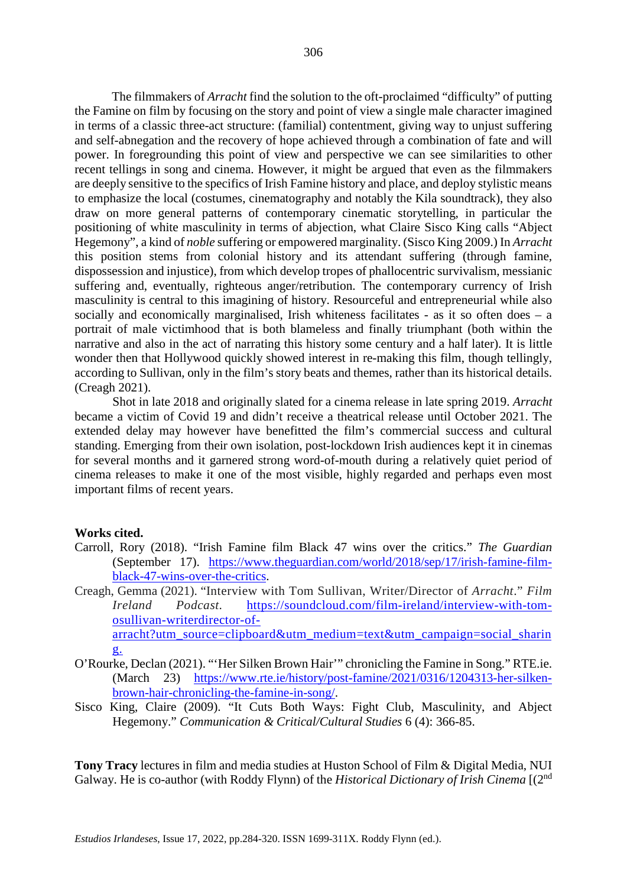The filmmakers of *Arracht* find the solution to the oft-proclaimed "difficulty" of putting the Famine on film by focusing on the story and point of view a single male character imagined in terms of a classic three-act structure: (familial) contentment, giving way to unjust suffering and self-abnegation and the recovery of hope achieved through a combination of fate and will power. In foregrounding this point of view and perspective we can see similarities to other recent tellings in song and cinema. However, it might be argued that even as the filmmakers are deeply sensitive to the specifics of Irish Famine history and place, and deploy stylistic means to emphasize the local (costumes, cinematography and notably the Kila soundtrack), they also draw on more general patterns of contemporary cinematic storytelling, in particular the positioning of white masculinity in terms of abjection, what Claire Sisco King calls "Abject Hegemony", a kind of *noble* suffering or empowered marginality. (Sisco King 2009.) In *Arracht* this position stems from colonial history and its attendant suffering (through famine, dispossession and injustice), from which develop tropes of phallocentric survivalism, messianic suffering and, eventually, righteous anger/retribution. The contemporary currency of Irish masculinity is central to this imagining of history. Resourceful and entrepreneurial while also socially and economically marginalised, Irish whiteness facilitates - as it so often does – a portrait of male victimhood that is both blameless and finally triumphant (both within the narrative and also in the act of narrating this history some century and a half later). It is little wonder then that Hollywood quickly showed interest in re-making this film, though tellingly, according to Sullivan, only in the film's story beats and themes, rather than its historical details. (Creagh 2021).

Shot in late 2018 and originally slated for a cinema release in late spring 2019. *Arracht* became a victim of Covid 19 and didn't receive a theatrical release until October 2021. The extended delay may however have benefitted the film's commercial success and cultural standing. Emerging from their own isolation, post-lockdown Irish audiences kept it in cinemas for several months and it garnered strong word-of-mouth during a relatively quiet period of cinema releases to make it one of the most visible, highly regarded and perhaps even most important films of recent years.

**Works cited.**

Carroll, Rory (2018). "Irish Famine film Black 47 wins over the critics." *The Guardian* (September 17). https://www.theguardian.com/world/2018/sep/17/irish-famine-film-black-47-wins-over-the-critics.

Creagh, Gemma (2021). "Interview with Tom Sullivan, Writer/Director of *Arracht*." *Film Ireland Podcast*. https://soundcloud.com/film-ireland/interview-with-tom-osullivan-writerdirector-of-arracht?utm_source=clipboard&utm_medium=text&utm_campaign=social_sharing.

O'Rourke, Declan (2021). "'Her Silken Brown Hair'" chronicling the Famine in Song." RTE.ie. (March 23) https://www.rte.ie/history/post-famine/2021/0316/1204313-her-silken-brown-hair-chronicling-the-famine-in-song/.

Sisco King, Claire (2009). "It Cuts Both Ways: Fight Club, Masculinity, and Abject Hegemony." *Communication & Critical/Cultural Studies* 6 (4): 366-85.

**Tony Tracy** lectures in film and media studies at Huston School of Film & Digital Media, NUI Galway. He is co-author (with Roddy Flynn) of the *Historical Dictionary of Irish Cinema* [(2nd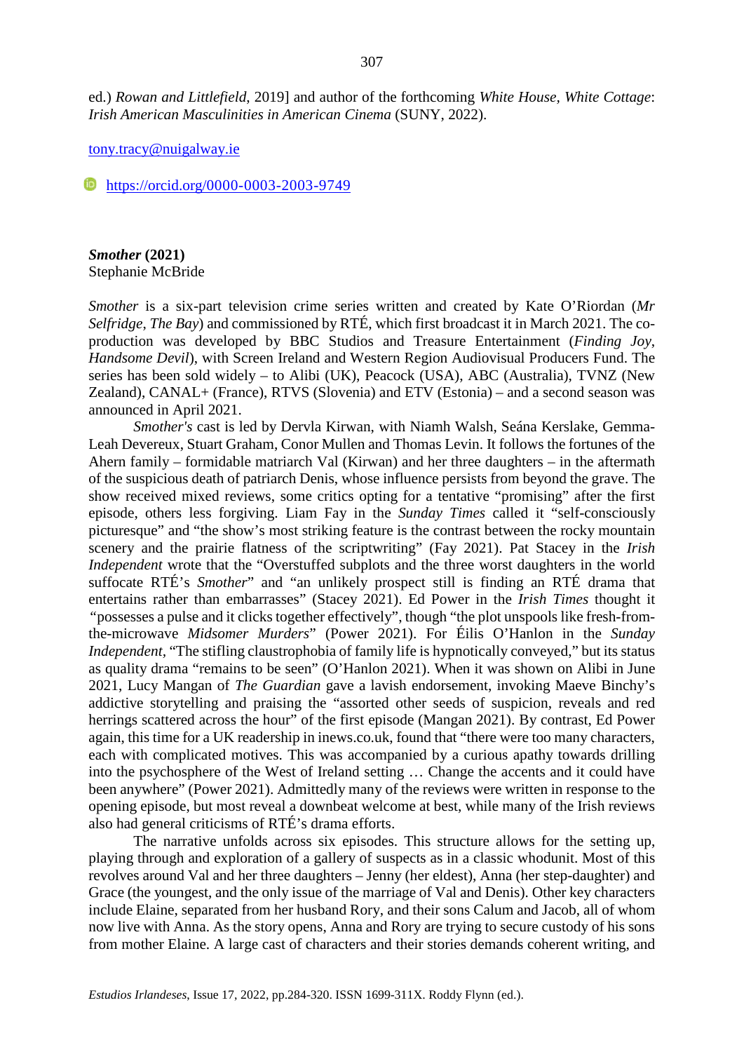ed.) *Rowan and Littlefield*, 2019] and author of the forthcoming *White House, White Cottage*: *Irish American Masculinities in American Cinema* (SUNY, 2022).

tony.tracy@nuigalway.ie

https://orcid.org/0000-0003-2003-9749

***Smother* (2021)**
Stephanie McBride

*Smother* is a six-part television crime series written and created by Kate O'Riordan (*Mr Selfridge*, *The Bay*) and commissioned by RTÉ, which first broadcast it in March 2021. The co-production was developed by BBC Studios and Treasure Entertainment (*Finding Joy*, *Handsome Devil*), with Screen Ireland and Western Region Audiovisual Producers Fund. The series has been sold widely – to Alibi (UK), Peacock (USA), ABC (Australia), TVNZ (New Zealand), CANAL+ (France), RTVS (Slovenia) and ETV (Estonia) – and a second season was announced in April 2021.

*Smother's* cast is led by Dervla Kirwan, with Niamh Walsh, Seána Kerslake, Gemma-Leah Devereux, Stuart Graham, Conor Mullen and Thomas Levin. It follows the fortunes of the Ahern family – formidable matriarch Val (Kirwan) and her three daughters – in the aftermath of the suspicious death of patriarch Denis, whose influence persists from beyond the grave. The show received mixed reviews, some critics opting for a tentative "promising" after the first episode, others less forgiving. Liam Fay in the *Sunday Times* called it "self-consciously picturesque" and "the show's most striking feature is the contrast between the rocky mountain scenery and the prairie flatness of the scriptwriting" (Fay 2021). Pat Stacey in the *Irish Independent* wrote that the "Overstuffed subplots and the three worst daughters in the world suffocate RTÉ's *Smother*" and "an unlikely prospect still is finding an RTÉ drama that entertains rather than embarrasses" (Stacey 2021). Ed Power in the *Irish Times* thought it "possesses a pulse and it clicks together effectively", though "the plot unspools like fresh-from-the-microwave *Midsomer Murders*" (Power 2021). For Éilis O'Hanlon in the *Sunday Independent*, "The stifling claustrophobia of family life is hypnotically conveyed," but its status as quality drama "remains to be seen" (O'Hanlon 2021). When it was shown on Alibi in June 2021, Lucy Mangan of *The Guardian* gave a lavish endorsement, invoking Maeve Binchy's addictive storytelling and praising the "assorted other seeds of suspicion, reveals and red herrings scattered across the hour" of the first episode (Mangan 2021). By contrast, Ed Power again, this time for a UK readership in inews.co.uk, found that "there were too many characters, each with complicated motives. This was accompanied by a curious apathy towards drilling into the psychosphere of the West of Ireland setting … Change the accents and it could have been anywhere" (Power 2021). Admittedly many of the reviews were written in response to the opening episode, but most reveal a downbeat welcome at best, while many of the Irish reviews also had general criticisms of RTÉ's drama efforts.

The narrative unfolds across six episodes. This structure allows for the setting up, playing through and exploration of a gallery of suspects as in a classic whodunit. Most of this revolves around Val and her three daughters – Jenny (her eldest), Anna (her step-daughter) and Grace (the youngest, and the only issue of the marriage of Val and Denis). Other key characters include Elaine, separated from her husband Rory, and their sons Calum and Jacob, all of whom now live with Anna. As the story opens, Anna and Rory are trying to secure custody of his sons from mother Elaine. A large cast of characters and their stories demands coherent writing, and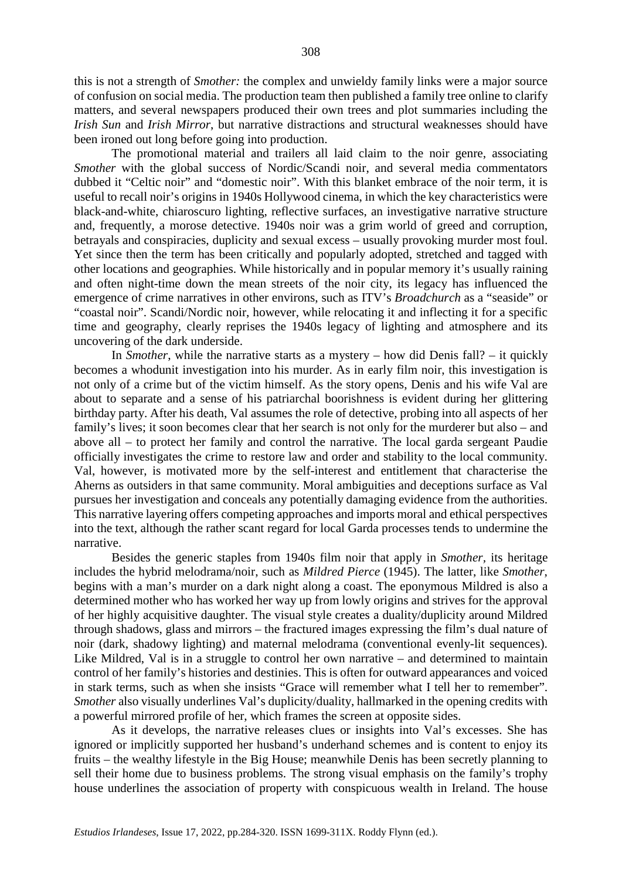this is not a strength of *Smother:* the complex and unwieldy family links were a major source of confusion on social media. The production team then published a family tree online to clarify matters, and several newspapers produced their own trees and plot summaries including the *Irish Sun* and *Irish Mirror*, but narrative distractions and structural weaknesses should have been ironed out long before going into production.

The promotional material and trailers all laid claim to the noir genre, associating *Smother* with the global success of Nordic/Scandi noir, and several media commentators dubbed it "Celtic noir" and "domestic noir". With this blanket embrace of the noir term, it is useful to recall noir's origins in 1940s Hollywood cinema, in which the key characteristics were black-and-white, chiaroscuro lighting, reflective surfaces, an investigative narrative structure and, frequently, a morose detective. 1940s noir was a grim world of greed and corruption, betrayals and conspiracies, duplicity and sexual excess – usually provoking murder most foul. Yet since then the term has been critically and popularly adopted, stretched and tagged with other locations and geographies. While historically and in popular memory it's usually raining and often night-time down the mean streets of the noir city, its legacy has influenced the emergence of crime narratives in other environs, such as ITV's *Broadchurch* as a "seaside" or "coastal noir". Scandi/Nordic noir, however, while relocating it and inflecting it for a specific time and geography, clearly reprises the 1940s legacy of lighting and atmosphere and its uncovering of the dark underside.

In *Smother*, while the narrative starts as a mystery – how did Denis fall? – it quickly becomes a whodunit investigation into his murder. As in early film noir, this investigation is not only of a crime but of the victim himself. As the story opens, Denis and his wife Val are about to separate and a sense of his patriarchal boorishness is evident during her glittering birthday party. After his death, Val assumes the role of detective, probing into all aspects of her family's lives; it soon becomes clear that her search is not only for the murderer but also – and above all – to protect her family and control the narrative. The local garda sergeant Paudie officially investigates the crime to restore law and order and stability to the local community. Val, however, is motivated more by the self-interest and entitlement that characterise the Aherns as outsiders in that same community. Moral ambiguities and deceptions surface as Val pursues her investigation and conceals any potentially damaging evidence from the authorities. This narrative layering offers competing approaches and imports moral and ethical perspectives into the text, although the rather scant regard for local Garda processes tends to undermine the narrative.

Besides the generic staples from 1940s film noir that apply in *Smother*, its heritage includes the hybrid melodrama/noir, such as *Mildred Pierce* (1945). The latter, like *Smother*, begins with a man's murder on a dark night along a coast. The eponymous Mildred is also a determined mother who has worked her way up from lowly origins and strives for the approval of her highly acquisitive daughter. The visual style creates a duality/duplicity around Mildred through shadows, glass and mirrors – the fractured images expressing the film's dual nature of noir (dark, shadowy lighting) and maternal melodrama (conventional evenly-lit sequences). Like Mildred, Val is in a struggle to control her own narrative – and determined to maintain control of her family's histories and destinies. This is often for outward appearances and voiced in stark terms, such as when she insists "Grace will remember what I tell her to remember". *Smother* also visually underlines Val's duplicity/duality, hallmarked in the opening credits with a powerful mirrored profile of her, which frames the screen at opposite sides.

As it develops, the narrative releases clues or insights into Val's excesses. She has ignored or implicitly supported her husband's underhand schemes and is content to enjoy its fruits – the wealthy lifestyle in the Big House; meanwhile Denis has been secretly planning to sell their home due to business problems. The strong visual emphasis on the family's trophy house underlines the association of property with conspicuous wealth in Ireland. The house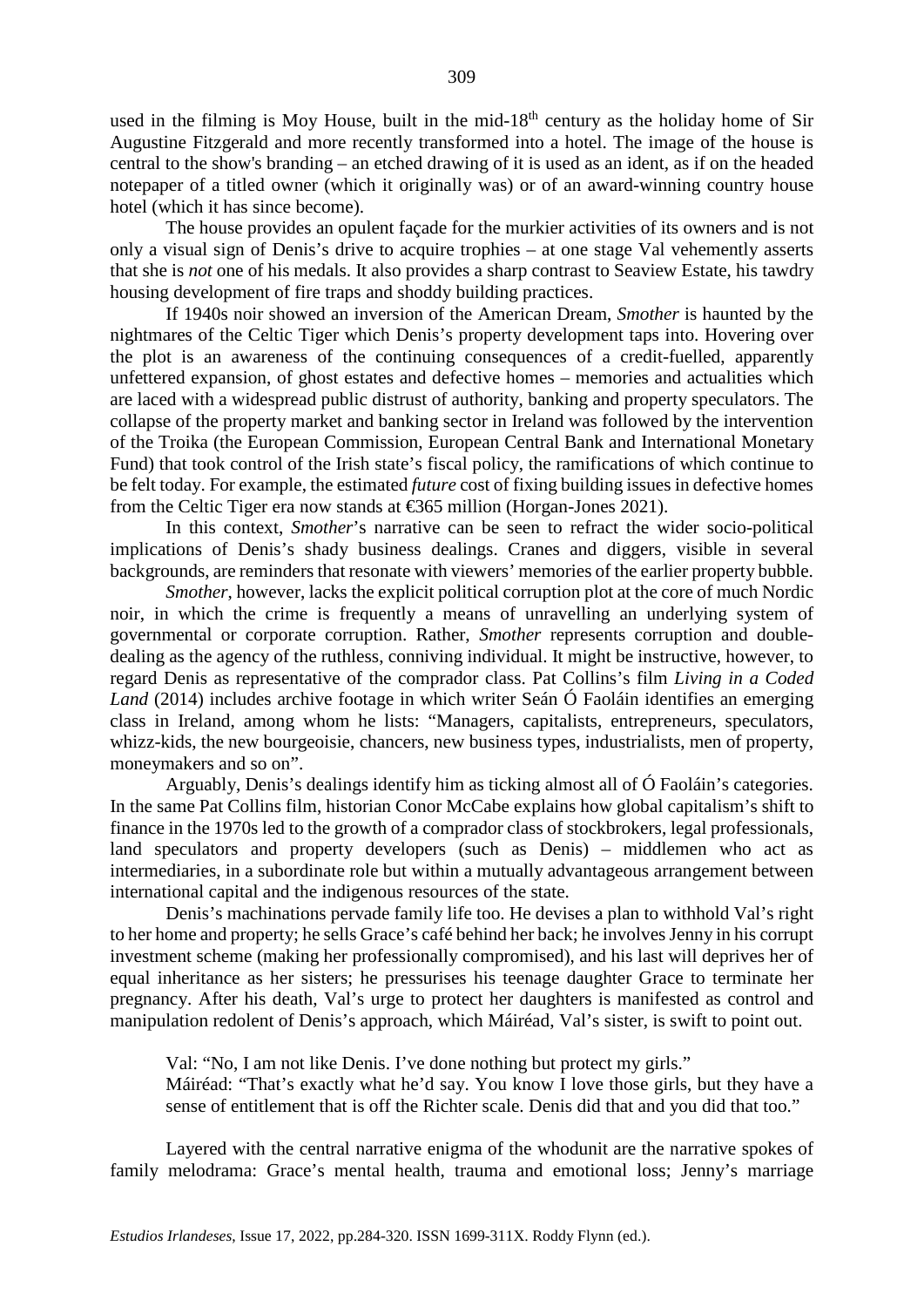used in the filming is Moy House, built in the mid-18th century as the holiday home of Sir Augustine Fitzgerald and more recently transformed into a hotel. The image of the house is central to the show's branding – an etched drawing of it is used as an ident, as if on the headed notepaper of a titled owner (which it originally was) or of an award-winning country house hotel (which it has since become).

The house provides an opulent façade for the murkier activities of its owners and is not only a visual sign of Denis's drive to acquire trophies – at one stage Val vehemently asserts that she is *not* one of his medals. It also provides a sharp contrast to Seaview Estate, his tawdry housing development of fire traps and shoddy building practices.

If 1940s noir showed an inversion of the American Dream, *Smother* is haunted by the nightmares of the Celtic Tiger which Denis's property development taps into. Hovering over the plot is an awareness of the continuing consequences of a credit-fuelled, apparently unfettered expansion, of ghost estates and defective homes – memories and actualities which are laced with a widespread public distrust of authority, banking and property speculators. The collapse of the property market and banking sector in Ireland was followed by the intervention of the Troika (the European Commission, European Central Bank and International Monetary Fund) that took control of the Irish state's fiscal policy, the ramifications of which continue to be felt today. For example, the estimated *future* cost of fixing building issues in defective homes from the Celtic Tiger era now stands at €365 million (Horgan-Jones 2021).

In this context, *Smother*'s narrative can be seen to refract the wider socio-political implications of Denis's shady business dealings. Cranes and diggers, visible in several backgrounds, are reminders that resonate with viewers' memories of the earlier property bubble.

*Smother*, however, lacks the explicit political corruption plot at the core of much Nordic noir, in which the crime is frequently a means of unravelling an underlying system of governmental or corporate corruption. Rather, *Smother* represents corruption and double-dealing as the agency of the ruthless, conniving individual. It might be instructive, however, to regard Denis as representative of the comprador class. Pat Collins's film *Living in a Coded Land* (2014) includes archive footage in which writer Seán Ó Faoláin identifies an emerging class in Ireland, among whom he lists: "Managers, capitalists, entrepreneurs, speculators, whizz-kids, the new bourgeoisie, chancers, new business types, industrialists, men of property, moneymakers and so on".

Arguably, Denis's dealings identify him as ticking almost all of Ó Faoláin's categories. In the same Pat Collins film, historian Conor McCabe explains how global capitalism's shift to finance in the 1970s led to the growth of a comprador class of stockbrokers, legal professionals, land speculators and property developers (such as Denis) – middlemen who act as intermediaries, in a subordinate role but within a mutually advantageous arrangement between international capital and the indigenous resources of the state.

Denis's machinations pervade family life too. He devises a plan to withhold Val's right to her home and property; he sells Grace's café behind her back; he involves Jenny in his corrupt investment scheme (making her professionally compromised), and his last will deprives her of equal inheritance as her sisters; he pressurises his teenage daughter Grace to terminate her pregnancy. After his death, Val's urge to protect her daughters is manifested as control and manipulation redolent of Denis's approach, which Máiréad, Val's sister, is swift to point out.

> Val: "No, I am not like Denis. I've done nothing but protect my girls."
> Máiréad: "That's exactly what he'd say. You know I love those girls, but they have a sense of entitlement that is off the Richter scale. Denis did that and you did that too."

Layered with the central narrative enigma of the whodunit are the narrative spokes of family melodrama: Grace's mental health, trauma and emotional loss; Jenny's marriage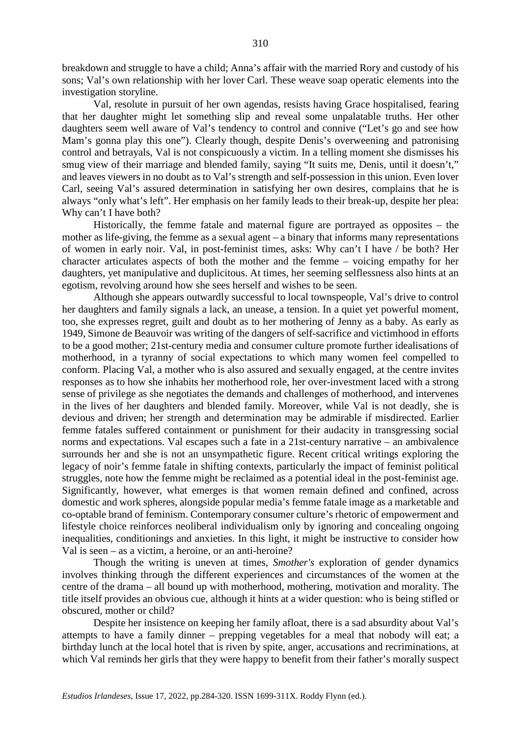breakdown and struggle to have a child; Anna's affair with the married Rory and custody of his sons; Val's own relationship with her lover Carl. These weave soap operatic elements into the investigation storyline.

Val, resolute in pursuit of her own agendas, resists having Grace hospitalised, fearing that her daughter might let something slip and reveal some unpalatable truths. Her other daughters seem well aware of Val's tendency to control and connive ("Let's go and see how Mam's gonna play this one"). Clearly though, despite Denis's overweening and patronising control and betrayals, Val is not conspicuously a victim. In a telling moment she dismisses his smug view of their marriage and blended family, saying "It suits me, Denis, until it doesn't," and leaves viewers in no doubt as to Val's strength and self-possession in this union. Even lover Carl, seeing Val's assured determination in satisfying her own desires, complains that he is always "only what's left". Her emphasis on her family leads to their break-up, despite her plea: Why can't I have both?

Historically, the femme fatale and maternal figure are portrayed as opposites – the mother as life-giving, the femme as a sexual agent – a binary that informs many representations of women in early noir. Val, in post-feminist times, asks: Why can't I have / be both? Her character articulates aspects of both the mother and the femme – voicing empathy for her daughters, yet manipulative and duplicitous. At times, her seeming selflessness also hints at an egotism, revolving around how she sees herself and wishes to be seen.

Although she appears outwardly successful to local townspeople, Val's drive to control her daughters and family signals a lack, an unease, a tension. In a quiet yet powerful moment, too, she expresses regret, guilt and doubt as to her mothering of Jenny as a baby. As early as 1949, Simone de Beauvoir was writing of the dangers of self-sacrifice and victimhood in efforts to be a good mother; 21st-century media and consumer culture promote further idealisations of motherhood, in a tyranny of social expectations to which many women feel compelled to conform. Placing Val, a mother who is also assured and sexually engaged, at the centre invites responses as to how she inhabits her motherhood role, her over-investment laced with a strong sense of privilege as she negotiates the demands and challenges of motherhood, and intervenes in the lives of her daughters and blended family. Moreover, while Val is not deadly, she is devious and driven; her strength and determination may be admirable if misdirected. Earlier femme fatales suffered containment or punishment for their audacity in transgressing social norms and expectations. Val escapes such a fate in a 21st-century narrative – an ambivalence surrounds her and she is not an unsympathetic figure. Recent critical writings exploring the legacy of noir's femme fatale in shifting contexts, particularly the impact of feminist political struggles, note how the femme might be reclaimed as a potential ideal in the post-feminist age. Significantly, however, what emerges is that women remain defined and confined, across domestic and work spheres, alongside popular media's femme fatale image as a marketable and co-optable brand of feminism. Contemporary consumer culture's rhetoric of empowerment and lifestyle choice reinforces neoliberal individualism only by ignoring and concealing ongoing inequalities, conditionings and anxieties. In this light, it might be instructive to consider how Val is seen – as a victim, a heroine, or an anti-heroine?

Though the writing is uneven at times, *Smother's* exploration of gender dynamics involves thinking through the different experiences and circumstances of the women at the centre of the drama – all bound up with motherhood, mothering, motivation and morality. The title itself provides an obvious cue, although it hints at a wider question: who is being stifled or obscured, mother or child?

Despite her insistence on keeping her family afloat, there is a sad absurdity about Val's attempts to have a family dinner – prepping vegetables for a meal that nobody will eat; a birthday lunch at the local hotel that is riven by spite, anger, accusations and recriminations, at which Val reminds her girls that they were happy to benefit from their father's morally suspect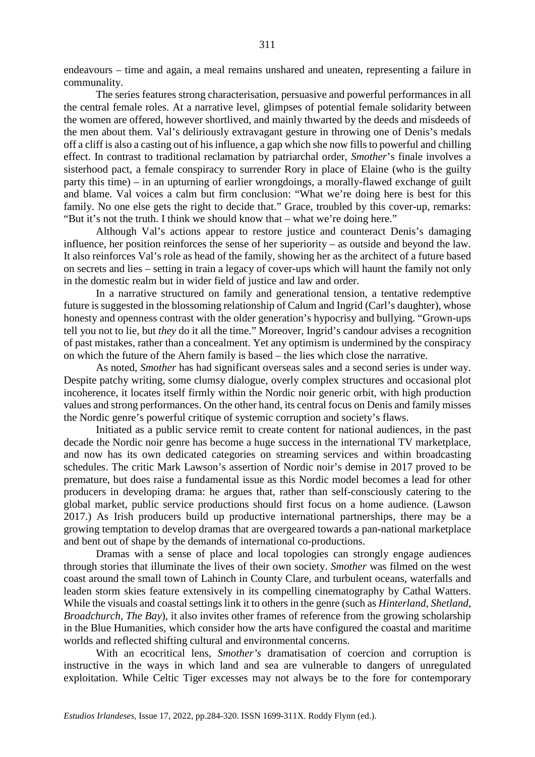endeavours – time and again, a meal remains unshared and uneaten, representing a failure in communality.

The series features strong characterisation, persuasive and powerful performances in all the central female roles. At a narrative level, glimpses of potential female solidarity between the women are offered, however shortlived, and mainly thwarted by the deeds and misdeeds of the men about them. Val's deliriously extravagant gesture in throwing one of Denis's medals off a cliff is also a casting out of his influence, a gap which she now fills to powerful and chilling effect. In contrast to traditional reclamation by patriarchal order, *Smother*'s finale involves a sisterhood pact, a female conspiracy to surrender Rory in place of Elaine (who is the guilty party this time) – in an upturning of earlier wrongdoings, a morally-flawed exchange of guilt and blame. Val voices a calm but firm conclusion: "What we're doing here is best for this family. No one else gets the right to decide that." Grace, troubled by this cover-up, remarks: "But it's not the truth. I think we should know that – what we're doing here."

Although Val's actions appear to restore justice and counteract Denis's damaging influence, her position reinforces the sense of her superiority – as outside and beyond the law. It also reinforces Val's role as head of the family, showing her as the architect of a future based on secrets and lies – setting in train a legacy of cover-ups which will haunt the family not only in the domestic realm but in wider field of justice and law and order.

In a narrative structured on family and generational tension, a tentative redemptive future is suggested in the blossoming relationship of Calum and Ingrid (Carl's daughter), whose honesty and openness contrast with the older generation's hypocrisy and bullying. "Grown-ups tell you not to lie, but *they* do it all the time." Moreover, Ingrid's candour advises a recognition of past mistakes, rather than a concealment. Yet any optimism is undermined by the conspiracy on which the future of the Ahern family is based – the lies which close the narrative.

As noted, *Smother* has had significant overseas sales and a second series is under way. Despite patchy writing, some clumsy dialogue, overly complex structures and occasional plot incoherence, it locates itself firmly within the Nordic noir generic orbit, with high production values and strong performances. On the other hand, its central focus on Denis and family misses the Nordic genre's powerful critique of systemic corruption and society's flaws.

Initiated as a public service remit to create content for national audiences, in the past decade the Nordic noir genre has become a huge success in the international TV marketplace, and now has its own dedicated categories on streaming services and within broadcasting schedules. The critic Mark Lawson's assertion of Nordic noir's demise in 2017 proved to be premature, but does raise a fundamental issue as this Nordic model becomes a lead for other producers in developing drama: he argues that, rather than self-consciously catering to the global market, public service productions should first focus on a home audience. (Lawson 2017.) As Irish producers build up productive international partnerships, there may be a growing temptation to develop dramas that are overgeared towards a pan-national marketplace and bent out of shape by the demands of international co-productions.

Dramas with a sense of place and local topologies can strongly engage audiences through stories that illuminate the lives of their own society. *Smother* was filmed on the west coast around the small town of Lahinch in County Clare, and turbulent oceans, waterfalls and leaden storm skies feature extensively in its compelling cinematography by Cathal Watters. While the visuals and coastal settings link it to others in the genre (such as *Hinterland, Shetland, Broadchurch, The Bay*), it also invites other frames of reference from the growing scholarship in the Blue Humanities, which consider how the arts have configured the coastal and maritime worlds and reflected shifting cultural and environmental concerns.

With an ecocritical lens, *Smother's* dramatisation of coercion and corruption is instructive in the ways in which land and sea are vulnerable to dangers of unregulated exploitation. While Celtic Tiger excesses may not always be to the fore for contemporary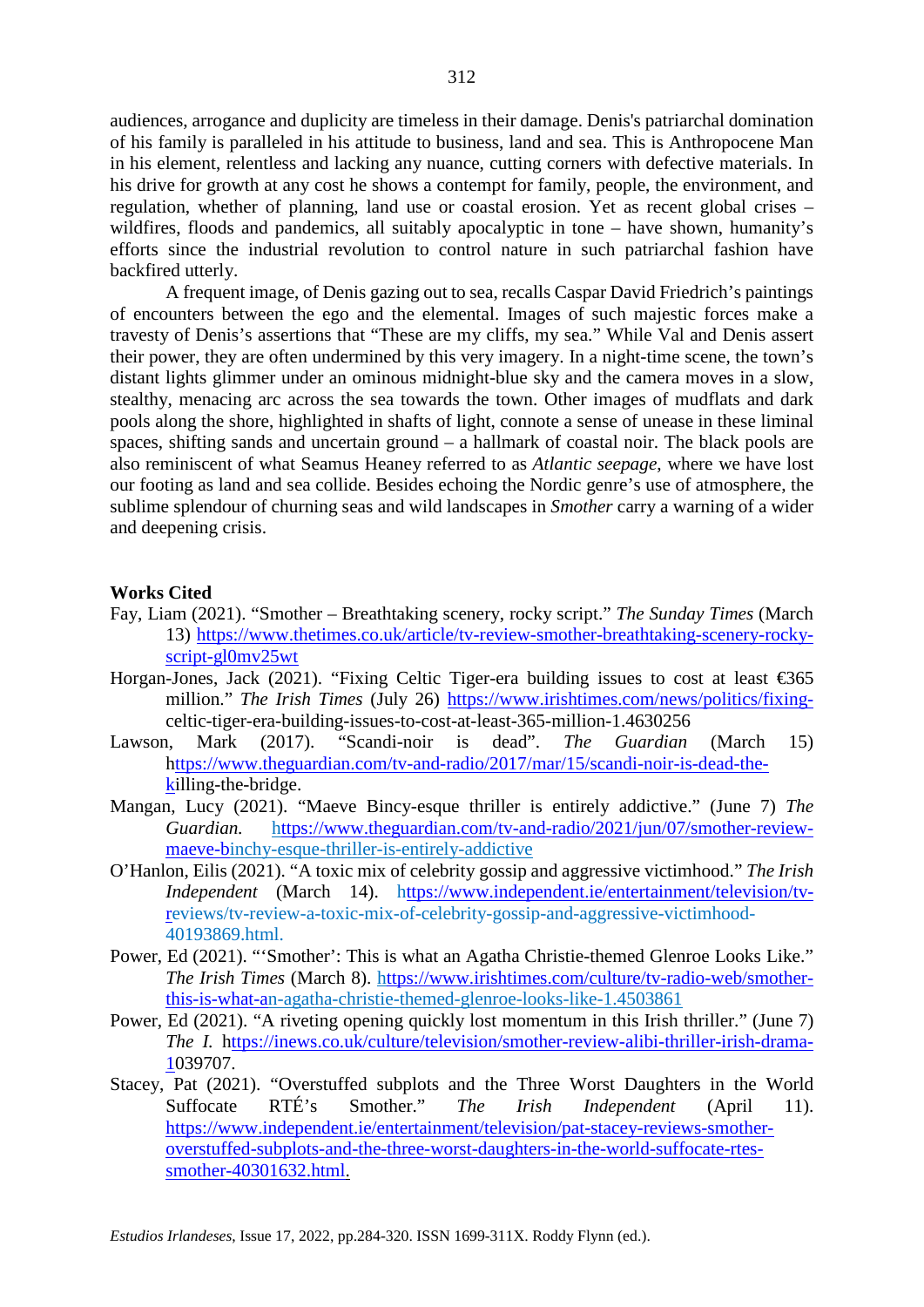audiences, arrogance and duplicity are timeless in their damage. Denis's patriarchal domination of his family is paralleled in his attitude to business, land and sea. This is Anthropocene Man in his element, relentless and lacking any nuance, cutting corners with defective materials. In his drive for growth at any cost he shows a contempt for family, people, the environment, and regulation, whether of planning, land use or coastal erosion. Yet as recent global crises – wildfires, floods and pandemics, all suitably apocalyptic in tone – have shown, humanity's efforts since the industrial revolution to control nature in such patriarchal fashion have backfired utterly.

A frequent image, of Denis gazing out to sea, recalls Caspar David Friedrich's paintings of encounters between the ego and the elemental. Images of such majestic forces make a travesty of Denis's assertions that "These are my cliffs, my sea." While Val and Denis assert their power, they are often undermined by this very imagery. In a night-time scene, the town's distant lights glimmer under an ominous midnight-blue sky and the camera moves in a slow, stealthy, menacing arc across the sea towards the town. Other images of mudflats and dark pools along the shore, highlighted in shafts of light, connote a sense of unease in these liminal spaces, shifting sands and uncertain ground – a hallmark of coastal noir. The black pools are also reminiscent of what Seamus Heaney referred to as *Atlantic seepage*, where we have lost our footing as land and sea collide. Besides echoing the Nordic genre's use of atmosphere, the sublime splendour of churning seas and wild landscapes in *Smother* carry a warning of a wider and deepening crisis.

## Works Cited

Fay, Liam (2021). "Smother – Breathtaking scenery, rocky script." *The Sunday Times* (March 13) https://www.thetimes.co.uk/article/tv-review-smother-breathtaking-scenery-rocky-script-gl0mv25wt

Horgan-Jones, Jack (2021). "Fixing Celtic Tiger-era building issues to cost at least €365 million." *The Irish Times* (July 26) https://www.irishtimes.com/news/politics/fixing-celtic-tiger-era-building-issues-to-cost-at-least-365-million-1.4630256

Lawson, Mark (2017). "Scandi-noir is dead". *The Guardian* (March 15) https://www.theguardian.com/tv-and-radio/2017/mar/15/scandi-noir-is-dead-the-killing-the-bridge.

Mangan, Lucy (2021). "Maeve Bincy-esque thriller is entirely addictive." (June 7) *The Guardian.* https://www.theguardian.com/tv-and-radio/2021/jun/07/smother-review-maeve-binchy-esque-thriller-is-entirely-addictive

O'Hanlon, Eilis (2021). "A toxic mix of celebrity gossip and aggressive victimhood." *The Irish Independent* (March 14). https://www.independent.ie/entertainment/television/tv-reviews/tv-review-a-toxic-mix-of-celebrity-gossip-and-aggressive-victimhood-40193869.html.

Power, Ed (2021). "'Smother': This is what an Agatha Christie-themed Glenroe Looks Like." *The Irish Times* (March 8). https://www.irishtimes.com/culture/tv-radio-web/smother-this-is-what-an-agatha-christie-themed-glenroe-looks-like-1.4503861

Power, Ed (2021). "A riveting opening quickly lost momentum in this Irish thriller." (June 7) *The I.* https://inews.co.uk/culture/television/smother-review-alibi-thriller-irish-drama-1039707.

Stacey, Pat (2021). "Overstuffed subplots and the Three Worst Daughters in the World Suffocate RTÉ's Smother." *The Irish Independent* (April 11). https://www.independent.ie/entertainment/television/pat-stacey-reviews-smother-overstuffed-subplots-and-the-three-worst-daughters-in-the-world-suffocate-rtes-smother-40301632.html.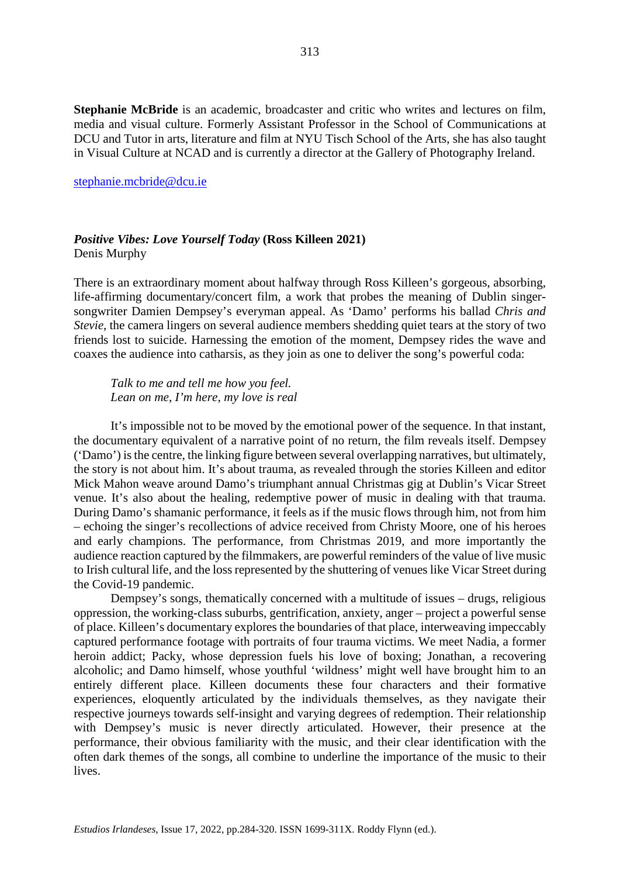**Stephanie McBride** is an academic, broadcaster and critic who writes and lectures on film, media and visual culture. Formerly Assistant Professor in the School of Communications at DCU and Tutor in arts, literature and film at NYU Tisch School of the Arts, she has also taught in Visual Culture at NCAD and is currently a director at the Gallery of Photography Ireland.

stephanie.mcbride@dcu.ie

### *Positive Vibes: Love Yourself Today* (Ross Killeen 2021)

Denis Murphy

There is an extraordinary moment about halfway through Ross Killeen's gorgeous, absorbing, life-affirming documentary/concert film, a work that probes the meaning of Dublin singer-songwriter Damien Dempsey's everyman appeal. As 'Damo' performs his ballad *Chris and Stevie*, the camera lingers on several audience members shedding quiet tears at the story of two friends lost to suicide. Harnessing the emotion of the moment, Dempsey rides the wave and coaxes the audience into catharsis, as they join as one to deliver the song's powerful coda:

> *Talk to me and tell me how you feel.*
> *Lean on me, I'm here, my love is real*

It's impossible not to be moved by the emotional power of the sequence. In that instant, the documentary equivalent of a narrative point of no return, the film reveals itself. Dempsey ('Damo') is the centre, the linking figure between several overlapping narratives, but ultimately, the story is not about him. It's about trauma, as revealed through the stories Killeen and editor Mick Mahon weave around Damo's triumphant annual Christmas gig at Dublin's Vicar Street venue. It's also about the healing, redemptive power of music in dealing with that trauma. During Damo's shamanic performance, it feels as if the music flows through him, not from him – echoing the singer's recollections of advice received from Christy Moore, one of his heroes and early champions. The performance, from Christmas 2019, and more importantly the audience reaction captured by the filmmakers, are powerful reminders of the value of live music to Irish cultural life, and the loss represented by the shuttering of venues like Vicar Street during the Covid-19 pandemic.

Dempsey's songs, thematically concerned with a multitude of issues – drugs, religious oppression, the working-class suburbs, gentrification, anxiety, anger – project a powerful sense of place. Killeen's documentary explores the boundaries of that place, interweaving impeccably captured performance footage with portraits of four trauma victims. We meet Nadia, a former heroin addict; Packy, whose depression fuels his love of boxing; Jonathan, a recovering alcoholic; and Damo himself, whose youthful 'wildness' might well have brought him to an entirely different place. Killeen documents these four characters and their formative experiences, eloquently articulated by the individuals themselves, as they navigate their respective journeys towards self-insight and varying degrees of redemption. Their relationship with Dempsey's music is never directly articulated. However, their presence at the performance, their obvious familiarity with the music, and their clear identification with the often dark themes of the songs, all combine to underline the importance of the music to their lives.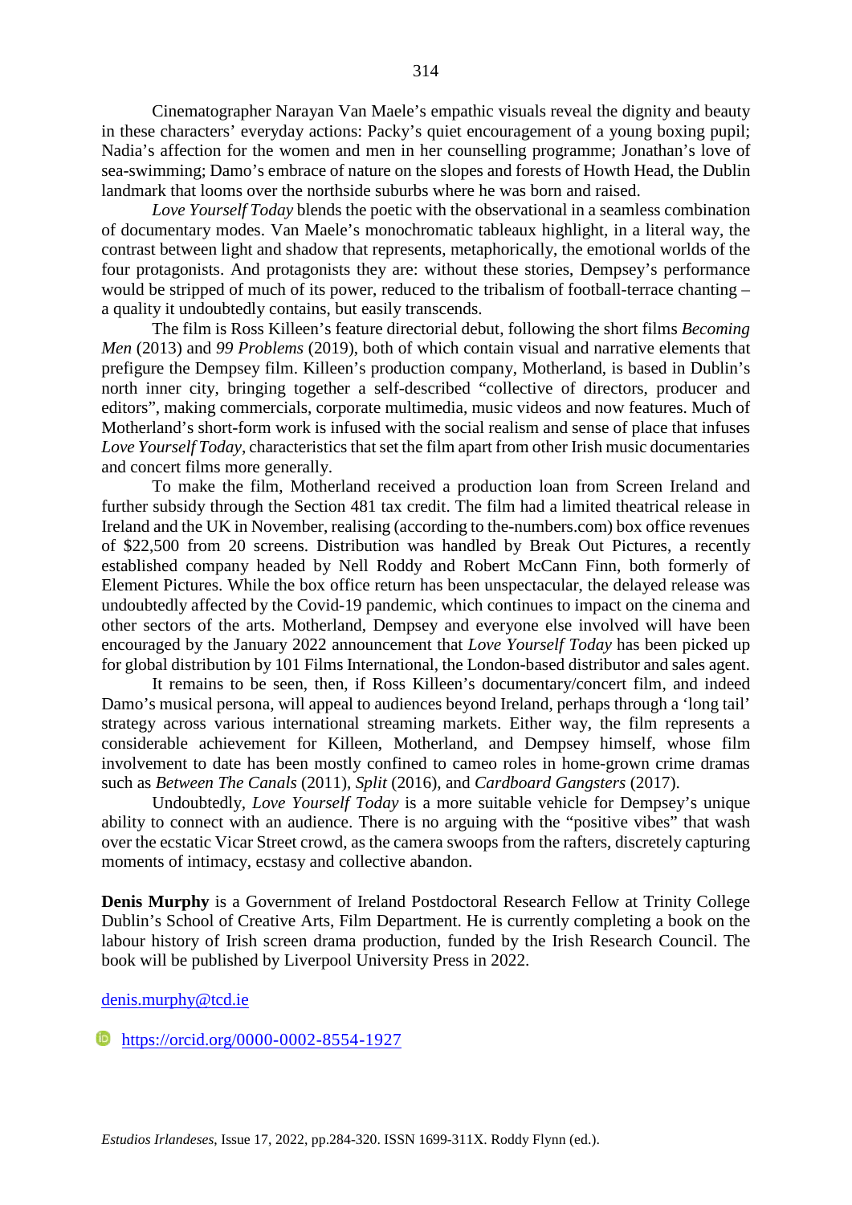Cinematographer Narayan Van Maele's empathic visuals reveal the dignity and beauty in these characters' everyday actions: Packy's quiet encouragement of a young boxing pupil; Nadia's affection for the women and men in her counselling programme; Jonathan's love of sea-swimming; Damo's embrace of nature on the slopes and forests of Howth Head, the Dublin landmark that looms over the northside suburbs where he was born and raised.

*Love Yourself Today* blends the poetic with the observational in a seamless combination of documentary modes. Van Maele's monochromatic tableaux highlight, in a literal way, the contrast between light and shadow that represents, metaphorically, the emotional worlds of the four protagonists. And protagonists they are: without these stories, Dempsey's performance would be stripped of much of its power, reduced to the tribalism of football-terrace chanting – a quality it undoubtedly contains, but easily transcends.

The film is Ross Killeen's feature directorial debut, following the short films *Becoming Men* (2013) and *99 Problems* (2019), both of which contain visual and narrative elements that prefigure the Dempsey film. Killeen's production company, Motherland, is based in Dublin's north inner city, bringing together a self-described "collective of directors, producer and editors", making commercials, corporate multimedia, music videos and now features. Much of Motherland's short-form work is infused with the social realism and sense of place that infuses *Love Yourself Today*, characteristics that set the film apart from other Irish music documentaries and concert films more generally.

To make the film, Motherland received a production loan from Screen Ireland and further subsidy through the Section 481 tax credit. The film had a limited theatrical release in Ireland and the UK in November, realising (according to the-numbers.com) box office revenues of $22,500 from 20 screens. Distribution was handled by Break Out Pictures, a recently established company headed by Nell Roddy and Robert McCann Finn, both formerly of Element Pictures. While the box office return has been unspectacular, the delayed release was undoubtedly affected by the Covid-19 pandemic, which continues to impact on the cinema and other sectors of the arts. Motherland, Dempsey and everyone else involved will have been encouraged by the January 2022 announcement that *Love Yourself Today* has been picked up for global distribution by 101 Films International, the London-based distributor and sales agent.

It remains to be seen, then, if Ross Killeen's documentary/concert film, and indeed Damo's musical persona, will appeal to audiences beyond Ireland, perhaps through a 'long tail' strategy across various international streaming markets. Either way, the film represents a considerable achievement for Killeen, Motherland, and Dempsey himself, whose film involvement to date has been mostly confined to cameo roles in home-grown crime dramas such as *Between The Canals* (2011), *Split* (2016), and *Cardboard Gangsters* (2017).

Undoubtedly, *Love Yourself Today* is a more suitable vehicle for Dempsey's unique ability to connect with an audience. There is no arguing with the "positive vibes" that wash over the ecstatic Vicar Street crowd, as the camera swoops from the rafters, discretely capturing moments of intimacy, ecstasy and collective abandon.

**Denis Murphy** is a Government of Ireland Postdoctoral Research Fellow at Trinity College Dublin's School of Creative Arts, Film Department. He is currently completing a book on the labour history of Irish screen drama production, funded by the Irish Research Council. The book will be published by Liverpool University Press in 2022.

denis.murphy@tcd.ie

https://orcid.org/0000-0002-8554-1927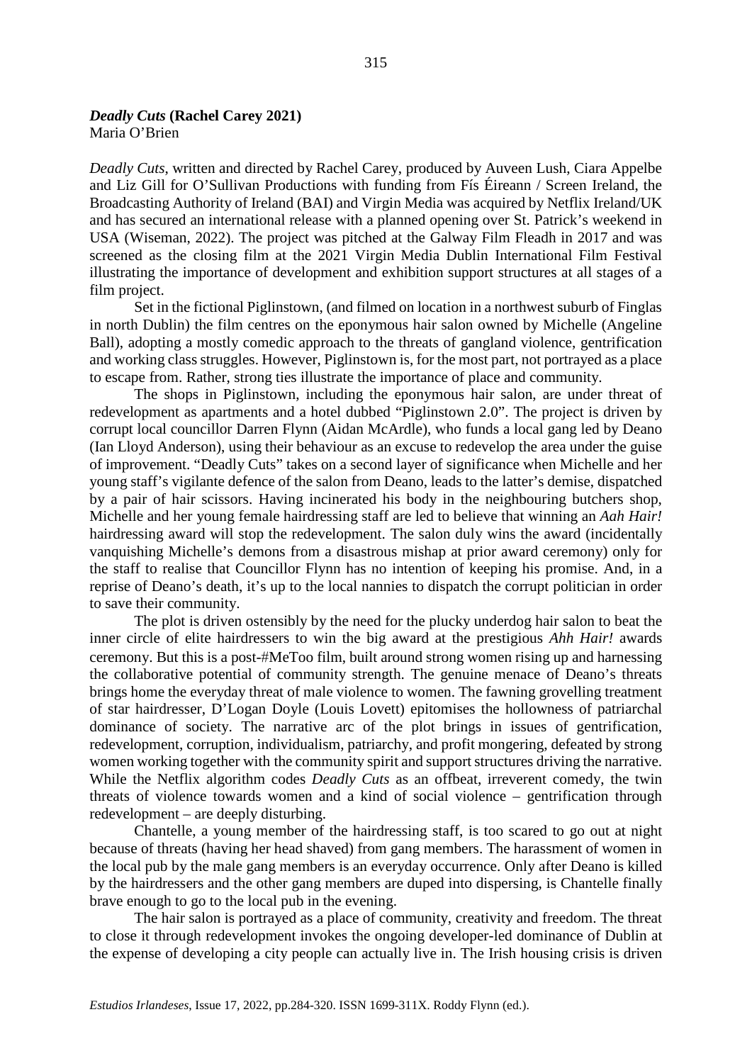### *Deadly Cuts* (Rachel Carey 2021)

Maria O'Brien

*Deadly Cuts*, written and directed by Rachel Carey, produced by Auveen Lush, Ciara Appelbe and Liz Gill for O'Sullivan Productions with funding from Fís Éireann / Screen Ireland, the Broadcasting Authority of Ireland (BAI) and Virgin Media was acquired by Netflix Ireland/UK and has secured an international release with a planned opening over St. Patrick's weekend in USA (Wiseman, 2022). The project was pitched at the Galway Film Fleadh in 2017 and was screened as the closing film at the 2021 Virgin Media Dublin International Film Festival illustrating the importance of development and exhibition support structures at all stages of a film project.

Set in the fictional Piglinstown, (and filmed on location in a northwest suburb of Finglas in north Dublin) the film centres on the eponymous hair salon owned by Michelle (Angeline Ball), adopting a mostly comedic approach to the threats of gangland violence, gentrification and working class struggles. However, Piglinstown is, for the most part, not portrayed as a place to escape from. Rather, strong ties illustrate the importance of place and community.

The shops in Piglinstown, including the eponymous hair salon, are under threat of redevelopment as apartments and a hotel dubbed "Piglinstown 2.0". The project is driven by corrupt local councillor Darren Flynn (Aidan McArdle), who funds a local gang led by Deano (Ian Lloyd Anderson), using their behaviour as an excuse to redevelop the area under the guise of improvement. "Deadly Cuts" takes on a second layer of significance when Michelle and her young staff's vigilante defence of the salon from Deano, leads to the latter's demise, dispatched by a pair of hair scissors. Having incinerated his body in the neighbouring butchers shop, Michelle and her young female hairdressing staff are led to believe that winning an *Aah Hair!* hairdressing award will stop the redevelopment. The salon duly wins the award (incidentally vanquishing Michelle's demons from a disastrous mishap at prior award ceremony) only for the staff to realise that Councillor Flynn has no intention of keeping his promise. And, in a reprise of Deano's death, it's up to the local nannies to dispatch the corrupt politician in order to save their community.

The plot is driven ostensibly by the need for the plucky underdog hair salon to beat the inner circle of elite hairdressers to win the big award at the prestigious *Ahh Hair!* awards ceremony. But this is a post-#MeToo film, built around strong women rising up and harnessing the collaborative potential of community strength. The genuine menace of Deano's threats brings home the everyday threat of male violence to women. The fawning grovelling treatment of star hairdresser, D'Logan Doyle (Louis Lovett) epitomises the hollowness of patriarchal dominance of society. The narrative arc of the plot brings in issues of gentrification, redevelopment, corruption, individualism, patriarchy, and profit mongering, defeated by strong women working together with the community spirit and support structures driving the narrative. While the Netflix algorithm codes *Deadly Cuts* as an offbeat, irreverent comedy, the twin threats of violence towards women and a kind of social violence – gentrification through redevelopment – are deeply disturbing.

Chantelle, a young member of the hairdressing staff, is too scared to go out at night because of threats (having her head shaved) from gang members. The harassment of women in the local pub by the male gang members is an everyday occurrence. Only after Deano is killed by the hairdressers and the other gang members are duped into dispersing, is Chantelle finally brave enough to go to the local pub in the evening.

The hair salon is portrayed as a place of community, creativity and freedom. The threat to close it through redevelopment invokes the ongoing developer-led dominance of Dublin at the expense of developing a city people can actually live in. The Irish housing crisis is driven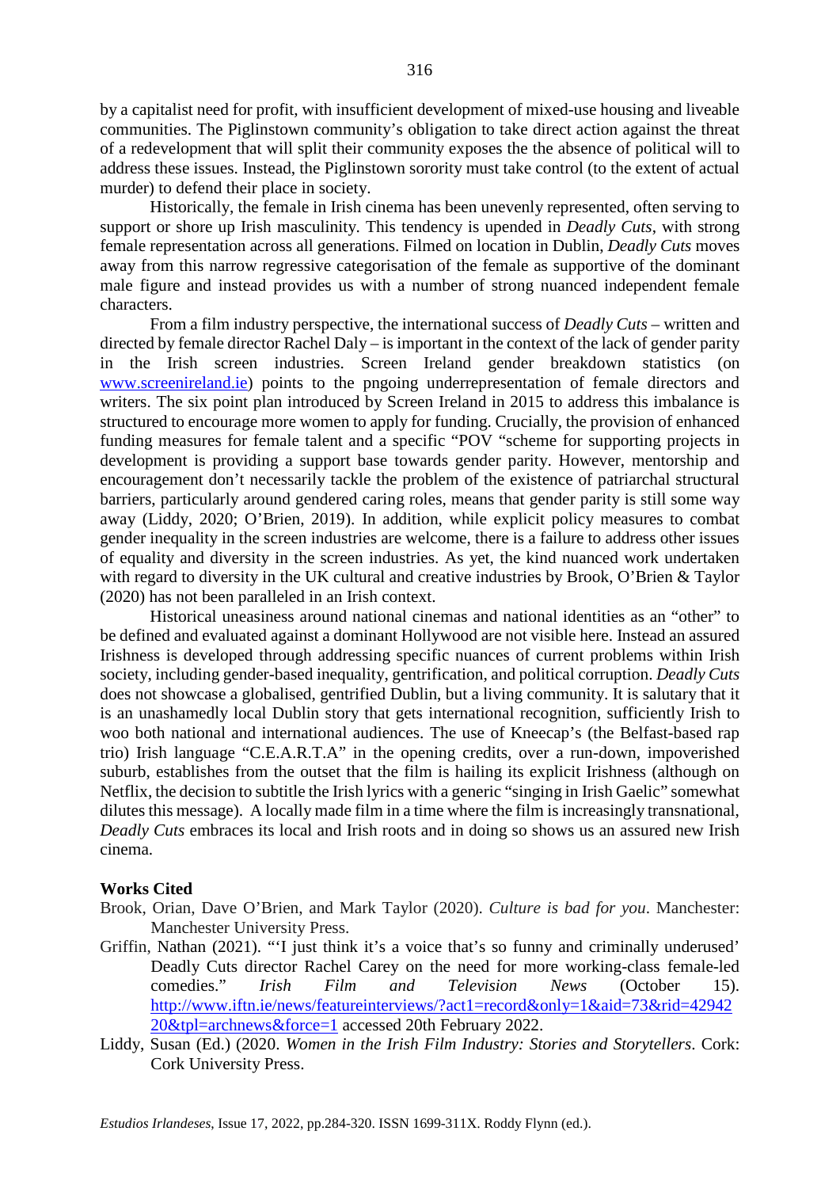by a capitalist need for profit, with insufficient development of mixed-use housing and liveable communities. The Piglinstown community's obligation to take direct action against the threat of a redevelopment that will split their community exposes the the absence of political will to address these issues. Instead, the Piglinstown sorority must take control (to the extent of actual murder) to defend their place in society.

Historically, the female in Irish cinema has been unevenly represented, often serving to support or shore up Irish masculinity. This tendency is upended in *Deadly Cuts*, with strong female representation across all generations. Filmed on location in Dublin, *Deadly Cuts* moves away from this narrow regressive categorisation of the female as supportive of the dominant male figure and instead provides us with a number of strong nuanced independent female characters.

From a film industry perspective, the international success of *Deadly Cuts* – written and directed by female director Rachel Daly – is important in the context of the lack of gender parity in the Irish screen industries. Screen Ireland gender breakdown statistics (on www.screenireland.ie) points to the pngoing underrepresentation of female directors and writers. The six point plan introduced by Screen Ireland in 2015 to address this imbalance is structured to encourage more women to apply for funding. Crucially, the provision of enhanced funding measures for female talent and a specific "POV "scheme for supporting projects in development is providing a support base towards gender parity. However, mentorship and encouragement don't necessarily tackle the problem of the existence of patriarchal structural barriers, particularly around gendered caring roles, means that gender parity is still some way away (Liddy, 2020; O'Brien, 2019). In addition, while explicit policy measures to combat gender inequality in the screen industries are welcome, there is a failure to address other issues of equality and diversity in the screen industries. As yet, the kind nuanced work undertaken with regard to diversity in the UK cultural and creative industries by Brook, O'Brien & Taylor (2020) has not been paralleled in an Irish context.

Historical uneasiness around national cinemas and national identities as an "other" to be defined and evaluated against a dominant Hollywood are not visible here. Instead an assured Irishness is developed through addressing specific nuances of current problems within Irish society, including gender-based inequality, gentrification, and political corruption. *Deadly Cuts* does not showcase a globalised, gentrified Dublin, but a living community. It is salutary that it is an unashamedly local Dublin story that gets international recognition, sufficiently Irish to woo both national and international audiences. The use of Kneecap's (the Belfast-based rap trio) Irish language "C.E.A.R.T.A" in the opening credits, over a run-down, impoverished suburb, establishes from the outset that the film is hailing its explicit Irishness (although on Netflix, the decision to subtitle the Irish lyrics with a generic "singing in Irish Gaelic" somewhat dilutes this message). A locally made film in a time where the film is increasingly transnational, *Deadly Cuts* embraces its local and Irish roots and in doing so shows us an assured new Irish cinema.

## Works Cited

Brook, Orian, Dave O'Brien, and Mark Taylor (2020). *Culture is bad for you*. Manchester: Manchester University Press.

Griffin, Nathan (2021). "'I just think it's a voice that's so funny and criminally underused' Deadly Cuts director Rachel Carey on the need for more working-class female-led comedies." *Irish Film and Television News* (October 15). http://www.iftn.ie/news/featureinterviews/?act1=record&only=1&aid=73&rid=4294220&tpl=archnews&force=1 accessed 20th February 2022.

Liddy, Susan (Ed.) (2020. *Women in the Irish Film Industry: Stories and Storytellers*. Cork: Cork University Press.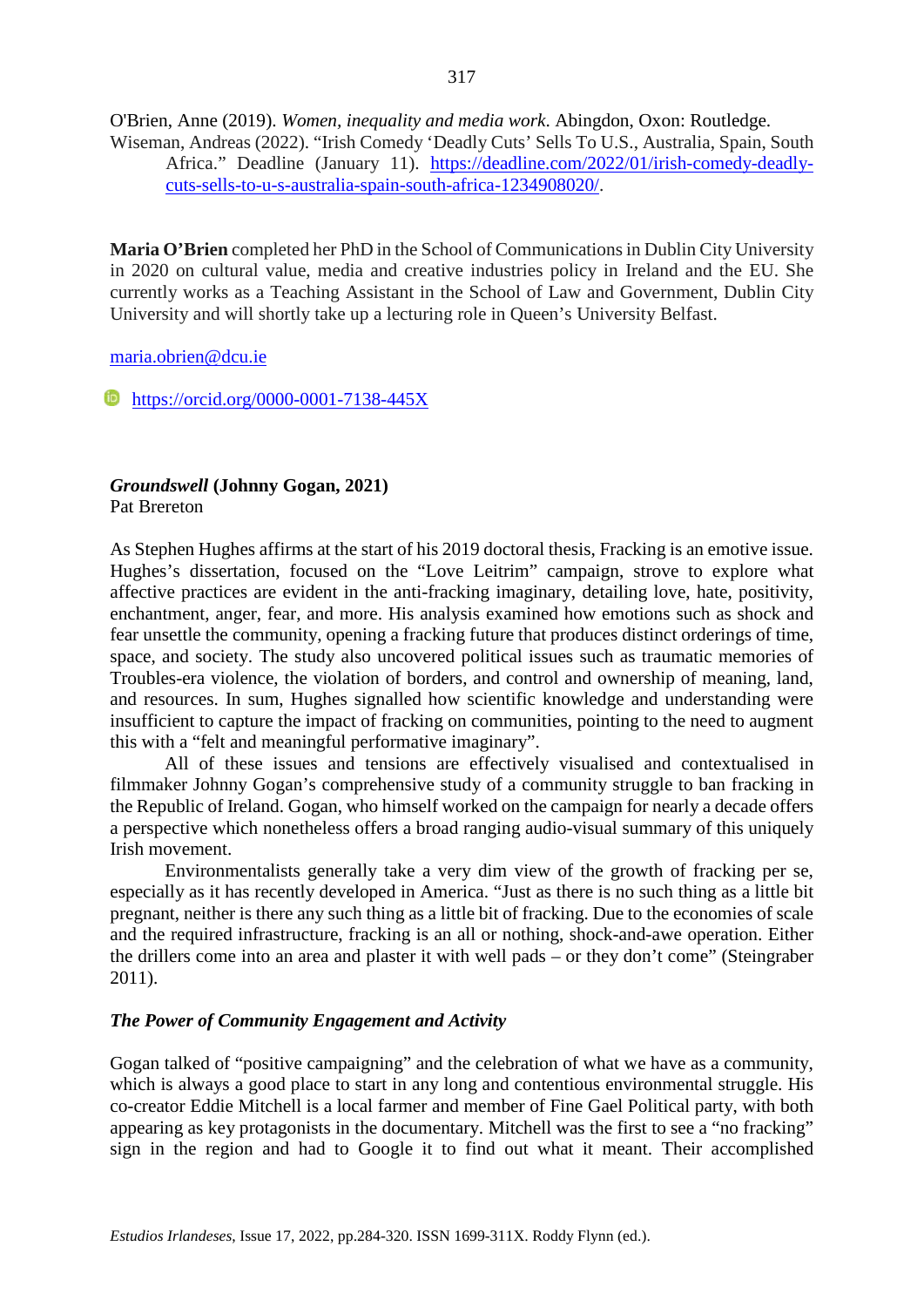O'Brien, Anne (2019). *Women, inequality and media work*. Abingdon, Oxon: Routledge.

Wiseman, Andreas (2022). "Irish Comedy 'Deadly Cuts' Sells To U.S., Australia, Spain, South Africa." Deadline (January 11). https://deadline.com/2022/01/irish-comedy-deadly-cuts-sells-to-u-s-australia-spain-south-africa-1234908020/.

**Maria O'Brien** completed her PhD in the School of Communications in Dublin City University in 2020 on cultural value, media and creative industries policy in Ireland and the EU. She currently works as a Teaching Assistant in the School of Law and Government, Dublin City University and will shortly take up a lecturing role in Queen's University Belfast.

maria.obrien@dcu.ie

https://orcid.org/0000-0001-7138-445X

### *Groundswell* (Johnny Gogan, 2021)

Pat Brereton

As Stephen Hughes affirms at the start of his 2019 doctoral thesis, Fracking is an emotive issue. Hughes's dissertation, focused on the "Love Leitrim" campaign, strove to explore what affective practices are evident in the anti-fracking imaginary, detailing love, hate, positivity, enchantment, anger, fear, and more. His analysis examined how emotions such as shock and fear unsettle the community, opening a fracking future that produces distinct orderings of time, space, and society. The study also uncovered political issues such as traumatic memories of Troubles-era violence, the violation of borders, and control and ownership of meaning, land, and resources. In sum, Hughes signalled how scientific knowledge and understanding were insufficient to capture the impact of fracking on communities, pointing to the need to augment this with a "felt and meaningful performative imaginary".

All of these issues and tensions are effectively visualised and contextualised in filmmaker Johnny Gogan's comprehensive study of a community struggle to ban fracking in the Republic of Ireland. Gogan, who himself worked on the campaign for nearly a decade offers a perspective which nonetheless offers a broad ranging audio-visual summary of this uniquely Irish movement.

Environmentalists generally take a very dim view of the growth of fracking per se, especially as it has recently developed in America. "Just as there is no such thing as a little bit pregnant, neither is there any such thing as a little bit of fracking. Due to the economies of scale and the required infrastructure, fracking is an all or nothing, shock-and-awe operation. Either the drillers come into an area and plaster it with well pads – or they don't come" (Steingraber 2011).

#### *The Power of Community Engagement and Activity*

Gogan talked of "positive campaigning" and the celebration of what we have as a community, which is always a good place to start in any long and contentious environmental struggle. His co-creator Eddie Mitchell is a local farmer and member of Fine Gael Political party, with both appearing as key protagonists in the documentary. Mitchell was the first to see a "no fracking" sign in the region and had to Google it to find out what it meant. Their accomplished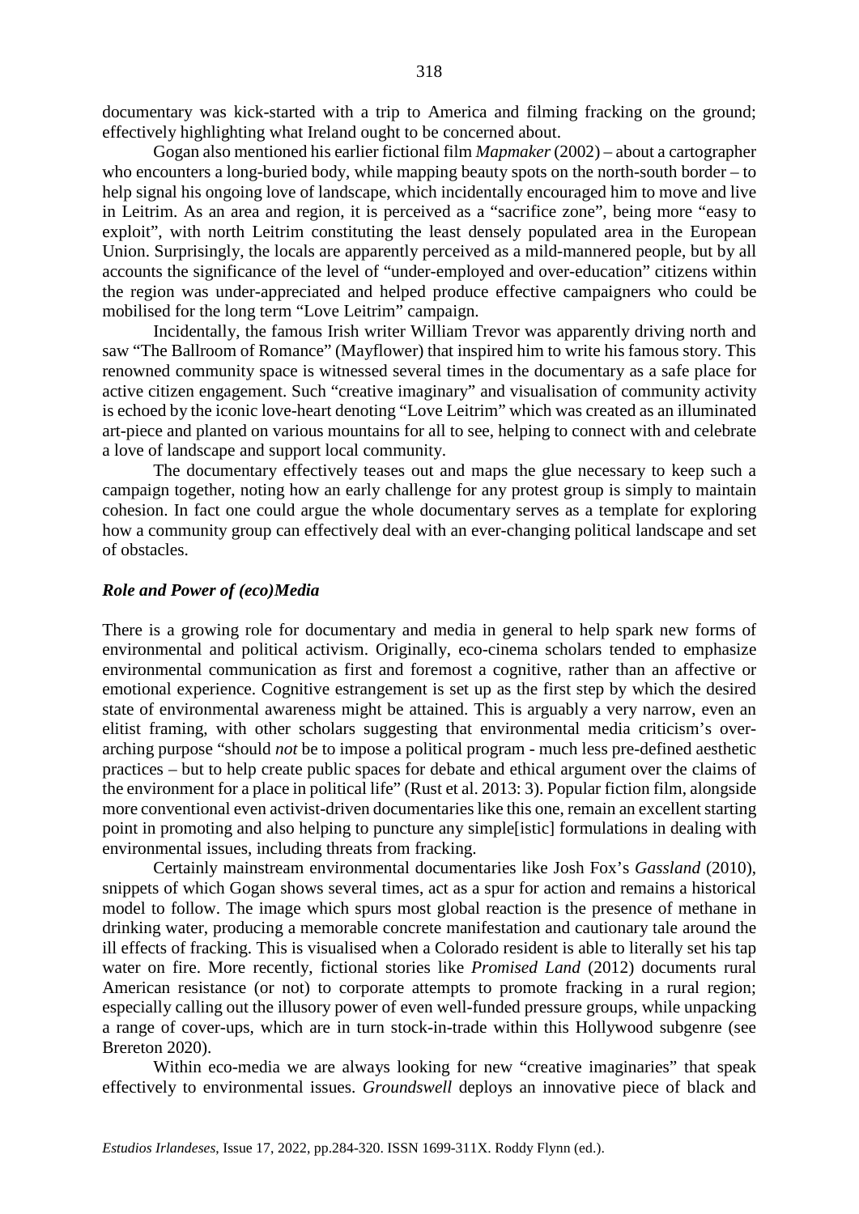documentary was kick-started with a trip to America and filming fracking on the ground; effectively highlighting what Ireland ought to be concerned about.

Gogan also mentioned his earlier fictional film *Mapmaker* (2002) – about a cartographer who encounters a long-buried body, while mapping beauty spots on the north-south border – to help signal his ongoing love of landscape, which incidentally encouraged him to move and live in Leitrim. As an area and region, it is perceived as a "sacrifice zone", being more "easy to exploit", with north Leitrim constituting the least densely populated area in the European Union. Surprisingly, the locals are apparently perceived as a mild-mannered people, but by all accounts the significance of the level of "under-employed and over-education" citizens within the region was under-appreciated and helped produce effective campaigners who could be mobilised for the long term "Love Leitrim" campaign.

Incidentally, the famous Irish writer William Trevor was apparently driving north and saw "The Ballroom of Romance" (Mayflower) that inspired him to write his famous story. This renowned community space is witnessed several times in the documentary as a safe place for active citizen engagement. Such "creative imaginary" and visualisation of community activity is echoed by the iconic love-heart denoting "Love Leitrim" which was created as an illuminated art-piece and planted on various mountains for all to see, helping to connect with and celebrate a love of landscape and support local community.

The documentary effectively teases out and maps the glue necessary to keep such a campaign together, noting how an early challenge for any protest group is simply to maintain cohesion. In fact one could argue the whole documentary serves as a template for exploring how a community group can effectively deal with an ever-changing political landscape and set of obstacles.

### *Role and Power of (eco)Media*

There is a growing role for documentary and media in general to help spark new forms of environmental and political activism. Originally, eco-cinema scholars tended to emphasize environmental communication as first and foremost a cognitive, rather than an affective or emotional experience. Cognitive estrangement is set up as the first step by which the desired state of environmental awareness might be attained. This is arguably a very narrow, even an elitist framing, with other scholars suggesting that environmental media criticism's over-arching purpose "should *not* be to impose a political program - much less pre-defined aesthetic practices – but to help create public spaces for debate and ethical argument over the claims of the environment for a place in political life" (Rust et al. 2013: 3). Popular fiction film, alongside more conventional even activist-driven documentaries like this one, remain an excellent starting point in promoting and also helping to puncture any simple[istic] formulations in dealing with environmental issues, including threats from fracking.

Certainly mainstream environmental documentaries like Josh Fox's *Gassland* (2010), snippets of which Gogan shows several times, act as a spur for action and remains a historical model to follow. The image which spurs most global reaction is the presence of methane in drinking water, producing a memorable concrete manifestation and cautionary tale around the ill effects of fracking. This is visualised when a Colorado resident is able to literally set his tap water on fire. More recently, fictional stories like *Promised Land* (2012) documents rural American resistance (or not) to corporate attempts to promote fracking in a rural region; especially calling out the illusory power of even well-funded pressure groups, while unpacking a range of cover-ups, which are in turn stock-in-trade within this Hollywood subgenre (see Brereton 2020).

Within eco-media we are always looking for new "creative imaginaries" that speak effectively to environmental issues. *Groundswell* deploys an innovative piece of black and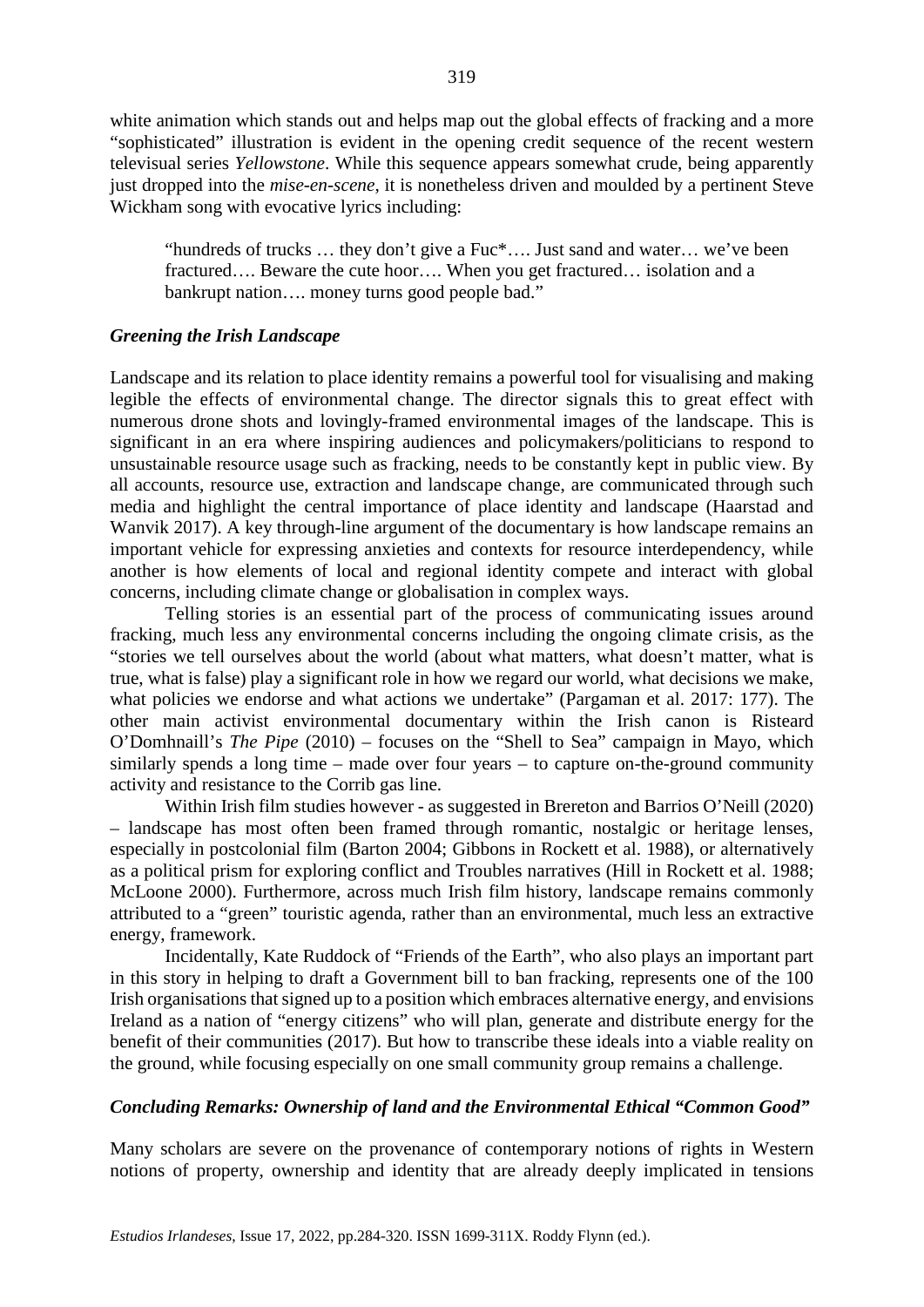white animation which stands out and helps map out the global effects of fracking and a more "sophisticated" illustration is evident in the opening credit sequence of the recent western televisual series *Yellowstone*. While this sequence appears somewhat crude, being apparently just dropped into the *mise-en-scene*, it is nonetheless driven and moulded by a pertinent Steve Wickham song with evocative lyrics including:

> "hundreds of trucks … they don't give a Fuc*…. Just sand and water… we've been fractured…. Beware the cute hoor…. When you get fractured… isolation and a bankrupt nation…. money turns good people bad."

### *Greening the Irish Landscape*

Landscape and its relation to place identity remains a powerful tool for visualising and making legible the effects of environmental change. The director signals this to great effect with numerous drone shots and lovingly-framed environmental images of the landscape. This is significant in an era where inspiring audiences and policymakers/politicians to respond to unsustainable resource usage such as fracking, needs to be constantly kept in public view. By all accounts, resource use, extraction and landscape change, are communicated through such media and highlight the central importance of place identity and landscape (Haarstad and Wanvik 2017). A key through-line argument of the documentary is how landscape remains an important vehicle for expressing anxieties and contexts for resource interdependency, while another is how elements of local and regional identity compete and interact with global concerns, including climate change or globalisation in complex ways.

Telling stories is an essential part of the process of communicating issues around fracking, much less any environmental concerns including the ongoing climate crisis, as the "stories we tell ourselves about the world (about what matters, what doesn't matter, what is true, what is false) play a significant role in how we regard our world, what decisions we make, what policies we endorse and what actions we undertake" (Pargaman et al. 2017: 177). The other main activist environmental documentary within the Irish canon is Risteard O'Domhnaill's *The Pipe* (2010) – focuses on the "Shell to Sea" campaign in Mayo, which similarly spends a long time – made over four years – to capture on-the-ground community activity and resistance to the Corrib gas line.

Within Irish film studies however - as suggested in Brereton and Barrios O'Neill (2020) – landscape has most often been framed through romantic, nostalgic or heritage lenses, especially in postcolonial film (Barton 2004; Gibbons in Rockett et al. 1988), or alternatively as a political prism for exploring conflict and Troubles narratives (Hill in Rockett et al. 1988; McLoone 2000). Furthermore, across much Irish film history, landscape remains commonly attributed to a "green" touristic agenda, rather than an environmental, much less an extractive energy, framework.

Incidentally, Kate Ruddock of "Friends of the Earth", who also plays an important part in this story in helping to draft a Government bill to ban fracking, represents one of the 100 Irish organisations that signed up to a position which embraces alternative energy, and envisions Ireland as a nation of "energy citizens" who will plan, generate and distribute energy for the benefit of their communities (2017). But how to transcribe these ideals into a viable reality on the ground, while focusing especially on one small community group remains a challenge.

### *Concluding Remarks: Ownership of land and the Environmental Ethical "Common Good"*

Many scholars are severe on the provenance of contemporary notions of rights in Western notions of property, ownership and identity that are already deeply implicated in tensions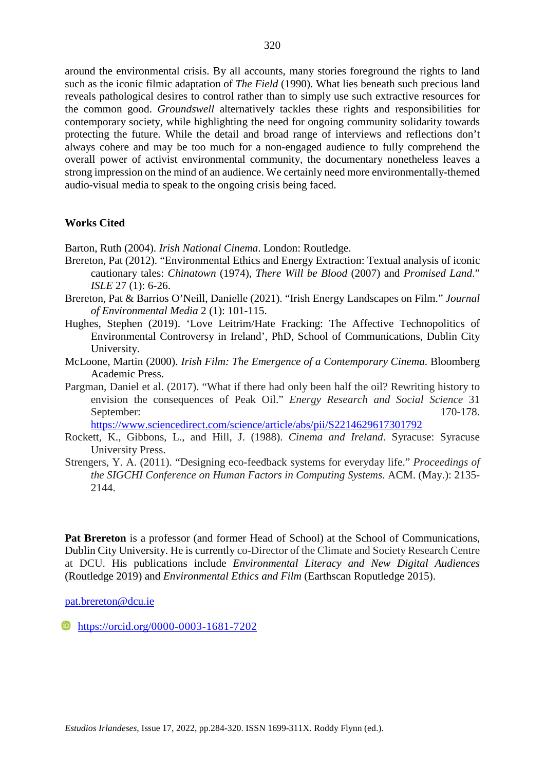around the environmental crisis. By all accounts, many stories foreground the rights to land such as the iconic filmic adaptation of *The Field* (1990). What lies beneath such precious land reveals pathological desires to control rather than to simply use such extractive resources for the common good. *Groundswell* alternatively tackles these rights and responsibilities for contemporary society, while highlighting the need for ongoing community solidarity towards protecting the future. While the detail and broad range of interviews and reflections don't always cohere and may be too much for a non-engaged audience to fully comprehend the overall power of activist environmental community, the documentary nonetheless leaves a strong impression on the mind of an audience. We certainly need more environmentally-themed audio-visual media to speak to the ongoing crisis being faced.

## Works Cited

Barton, Ruth (2004). *Irish National Cinema*. London: Routledge.

Brereton, Pat (2012). "Environmental Ethics and Energy Extraction: Textual analysis of iconic cautionary tales: *Chinatown* (1974), *There Will be Blood* (2007) and *Promised Land*." *ISLE* 27 (1): 6-26.

Brereton, Pat & Barrios O'Neill, Danielle (2021). "Irish Energy Landscapes on Film." *Journal of Environmental Media* 2 (1): 101-115.

Hughes, Stephen (2019). 'Love Leitrim/Hate Fracking: The Affective Technopolitics of Environmental Controversy in Ireland', PhD, School of Communications, Dublin City University.

McLoone, Martin (2000). *Irish Film: The Emergence of a Contemporary Cinema*. Bloomberg Academic Press.

Pargman, Daniel et al. (2017). "What if there had only been half the oil? Rewriting history to envision the consequences of Peak Oil." *Energy Research and Social Science* 31 September: 170-178. https://www.sciencedirect.com/science/article/abs/pii/S2214629617301792

Rockett, K., Gibbons, L., and Hill, J. (1988). *Cinema and Ireland*. Syracuse: Syracuse University Press.

Strengers, Y. A. (2011). "Designing eco-feedback systems for everyday life." *Proceedings of the SIGCHI Conference on Human Factors in Computing Systems*. ACM. (May.): 2135-2144.

**Pat Brereton** is a professor (and former Head of School) at the School of Communications, Dublin City University. He is currently co-Director of the Climate and Society Research Centre at DCU. His publications include *Environmental Literacy and New Digital Audiences* (Routledge 2019) and *Environmental Ethics and Film* (Earthscan Roputledge 2015).

pat.brereton@dcu.ie

https://orcid.org/0000-0003-1681-7202